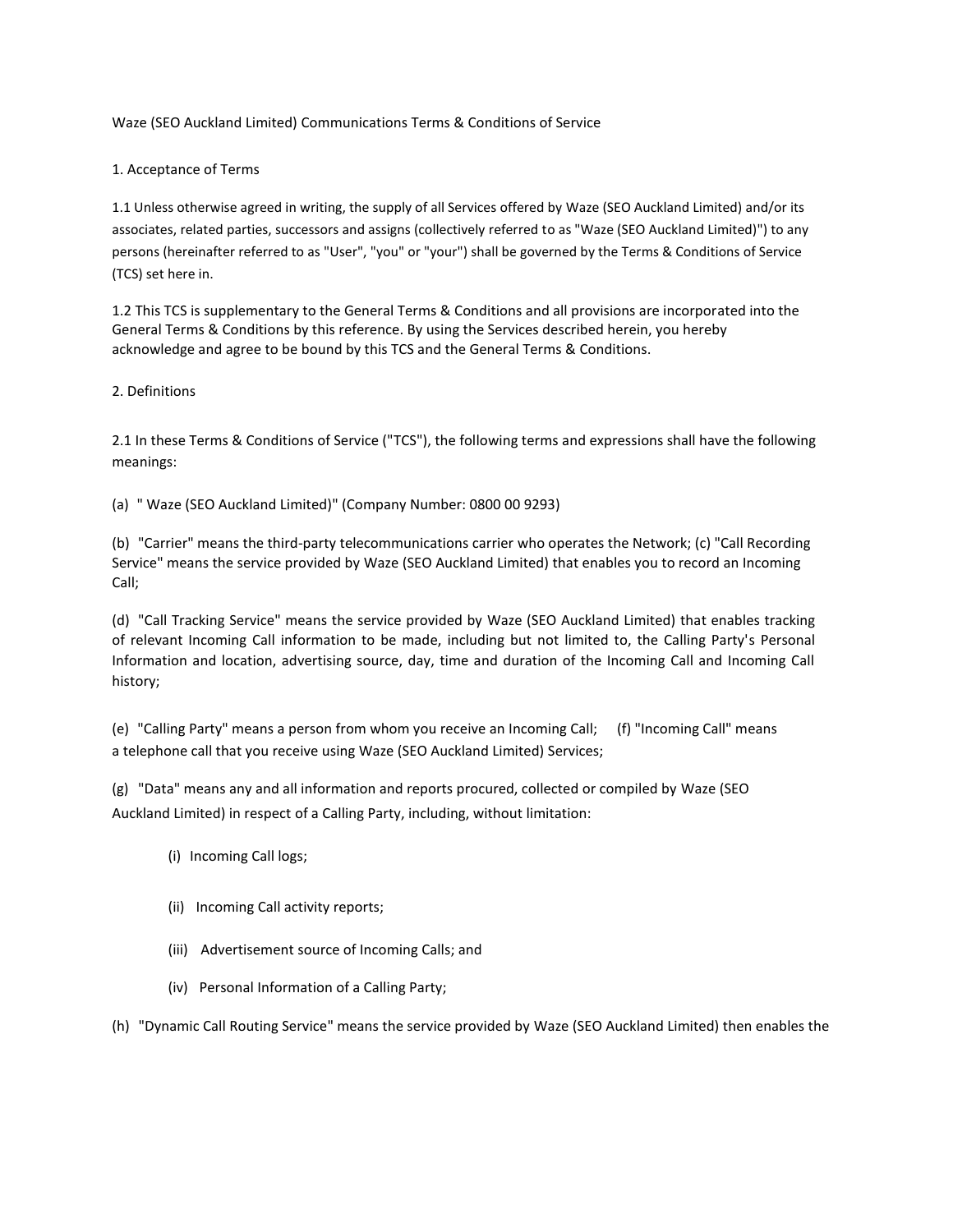Waze (SEO Auckland Limited) Communications Terms & Conditions of Service

1. Acceptance of Terms

1.1 Unless otherwise agreed in writing, the supply of all Services offered by Waze (SEO Auckland Limited) and/or its associates, related parties, successors and assigns (collectively referred to as "Waze (SEO Auckland Limited)") to any persons (hereinafter referred to as "User", "you" or "your") shall be governed by the Terms & Conditions of Service (TCS) set here in.

1.2 This TCS is supplementary to the General Terms & Conditions and all provisions are incorporated into the General Terms & Conditions by this reference. By using the Services described herein, you hereby acknowledge and agree to be bound by this TCS and the General Terms & Conditions.

2. Definitions

2.1 In these Terms & Conditions of Service ("TCS"), the following terms and expressions shall have the following meanings:

(a) " Waze (SEO Auckland Limited)" (Company Number: 0800 00 9293)

(b) "Carrier" means the third-party telecommunications carrier who operates the Network; (c) "Call Recording Service" means the service provided by Waze (SEO Auckland Limited) that enables you to record an Incoming Call;

(d) "Call Tracking Service" means the service provided by Waze (SEO Auckland Limited) that enables tracking of relevant Incoming Call information to be made, including but not limited to, the Calling Party's Personal Information and location, advertising source, day, time and duration of the Incoming Call and Incoming Call history;

(e) "Calling Party" means a person from whom you receive an Incoming Call; (f) "Incoming Call" means a telephone call that you receive using Waze (SEO Auckland Limited) Services;

(g) "Data" means any and all information and reports procured, collected or compiled by Waze (SEO Auckland Limited) in respect of a Calling Party, including, without limitation:

(i) Incoming Call logs;

(ii) Incoming Call activity reports;

(iii) Advertisement source of Incoming Calls; and

(iv) Personal Information of a Calling Party;

(h) "Dynamic Call Routing Service" means the service provided by Waze (SEO Auckland Limited) then enables the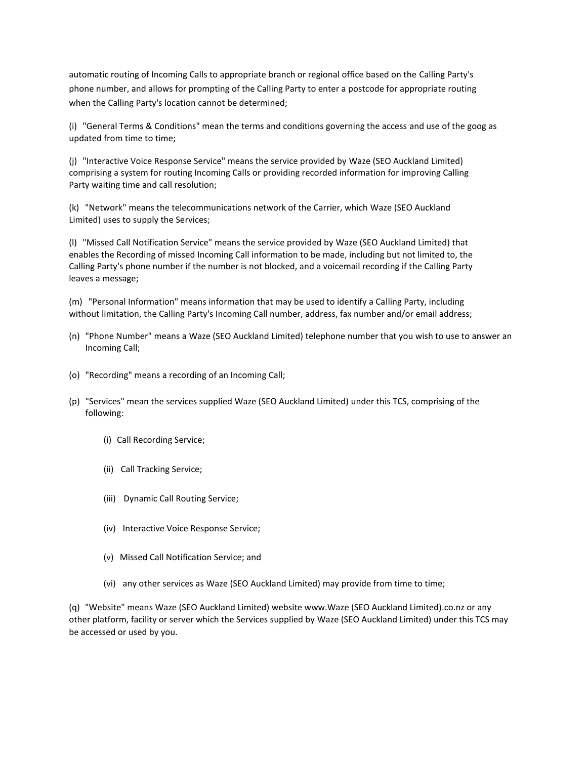automatic routing of Incoming Calls to appropriate branch or regional office based on the Calling Party's phone number, and allows for prompting of the Calling Party to enter a postcode for appropriate routing when the Calling Party's location cannot be determined;

(i) "General Terms & Conditions" mean the terms and conditions governing the access and use of the goog as updated from time to time;

(j) "Interactive Voice Response Service" means the service provided by Waze (SEO Auckland Limited) comprising a system for routing Incoming Calls or providing recorded information for improving Calling Party waiting time and call resolution;

(k) "Network" means the telecommunications network of the Carrier, which Waze (SEO Auckland Limited) uses to supply the Services;

(l) "Missed Call Notification Service" means the service provided by Waze (SEO Auckland Limited) that enables the Recording of missed Incoming Call information to be made, including but not limited to, the Calling Party's phone number if the number is not blocked, and a voicemail recording if the Calling Party leaves a message;

(m) "Personal Information" means information that may be used to identify a Calling Party, including without limitation, the Calling Party's Incoming Call number, address, fax number and/or email address;

(n) "Phone Number" means a Waze (SEO Auckland Limited) telephone number that you wish to use to answer an Incoming Call;

(o) "Recording" means a recording of an Incoming Call;

(p) "Services" mean the services supplied Waze (SEO Auckland Limited) under this TCS, comprising of the following:

(i) Call Recording Service;

(ii) Call Tracking Service;

(iii) Dynamic Call Routing Service;

(iv) Interactive Voice Response Service;

(v) Missed Call Notification Service; and

(vi) any other services as Waze (SEO Auckland Limited) may provide from time to time;

(q) "Website" means Waze (SEO Auckland Limited) website www.Waze (SEO Auckland Limited).co.nz or any other platform, facility or server which the Services supplied by Waze (SEO Auckland Limited) under this TCS may be accessed or used by you.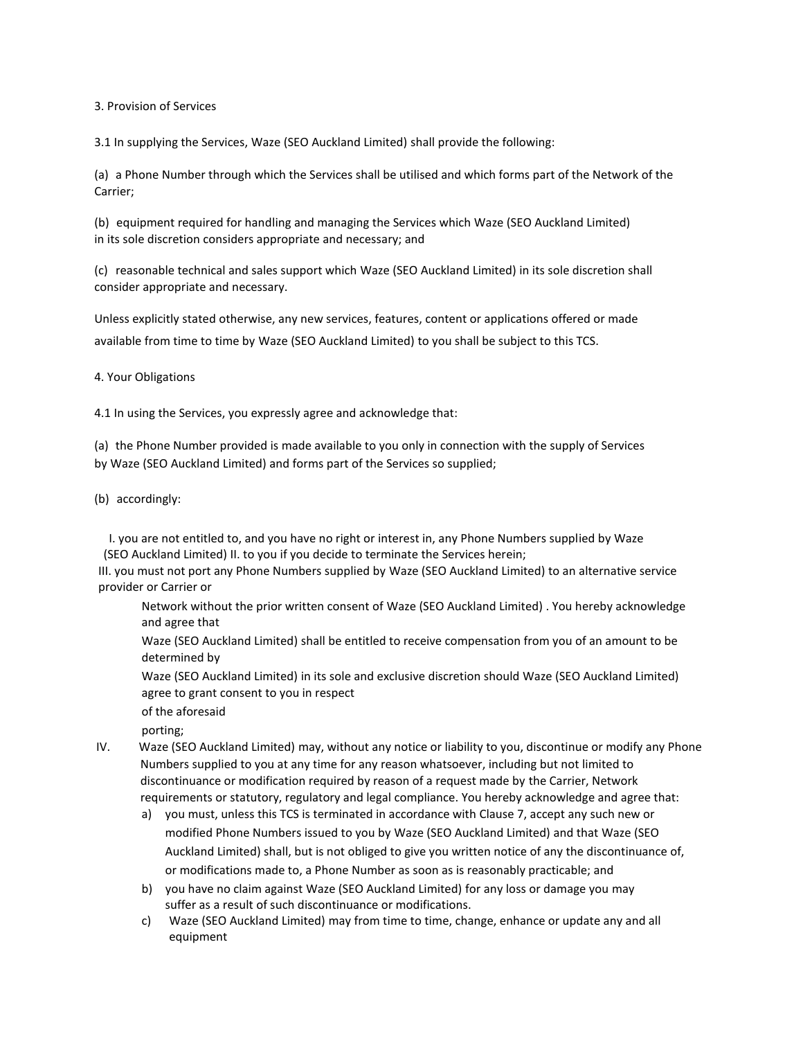3. Provision of Services

3.1 In supplying the Services, Waze (SEO Auckland Limited) shall provide the following:

(a) a Phone Number through which the Services shall be utilised and which forms part of the Network of the Carrier;

(b) equipment required for handling and managing the Services which Waze (SEO Auckland Limited) in its sole discretion considers appropriate and necessary; and

(c) reasonable technical and sales support which Waze (SEO Auckland Limited) in its sole discretion shall consider appropriate and necessary.

Unless explicitly stated otherwise, any new services, features, content or applications offered or made available from time to time by Waze (SEO Auckland Limited) to you shall be subject to this TCS.

4. Your Obligations

4.1 In using the Services, you expressly agree and acknowledge that:

(a) the Phone Number provided is made available to you only in connection with the supply of Services by Waze (SEO Auckland Limited) and forms part of the Services so supplied;

(b) accordingly:

I. you are not entitled to, and you have no right or interest in, any Phone Numbers supplied by Waze (SEO Auckland Limited) II. to you if you decide to terminate the Services herein;

III. you must not port any Phone Numbers supplied by Waze (SEO Auckland Limited) to an alternative service provider or Carrier or Network without the prior written consent of Waze (SEO Auckland Limited) . You hereby acknowledge and agree that Waze (SEO Auckland Limited) shall be entitled to receive compensation from you of an amount to be determined by Waze (SEO Auckland Limited) in its sole and exclusive discretion should Waze (SEO Auckland Limited) agree to grant consent to you in respect of the aforesaid porting;

IV. Waze (SEO Auckland Limited) may, without any notice or liability to you, discontinue or modify any Phone Numbers supplied to you at any time for any reason whatsoever, including but not limited to discontinuance or modification required by reason of a request made by the Carrier, Network requirements or statutory, regulatory and legal compliance. You hereby acknowledge and agree that:

a) you must, unless this TCS is terminated in accordance with Clause 7, accept any such new or modified Phone Numbers issued to you by Waze (SEO Auckland Limited) and that Waze (SEO Auckland Limited) shall, but is not obliged to give you written notice of any the discontinuance of, or modifications made to, a Phone Number as soon as is reasonably practicable; and

b) you have no claim against Waze (SEO Auckland Limited) for any loss or damage you may suffer as a result of such discontinuance or modifications.

c) Waze (SEO Auckland Limited) may from time to time, change, enhance or update any and all equipment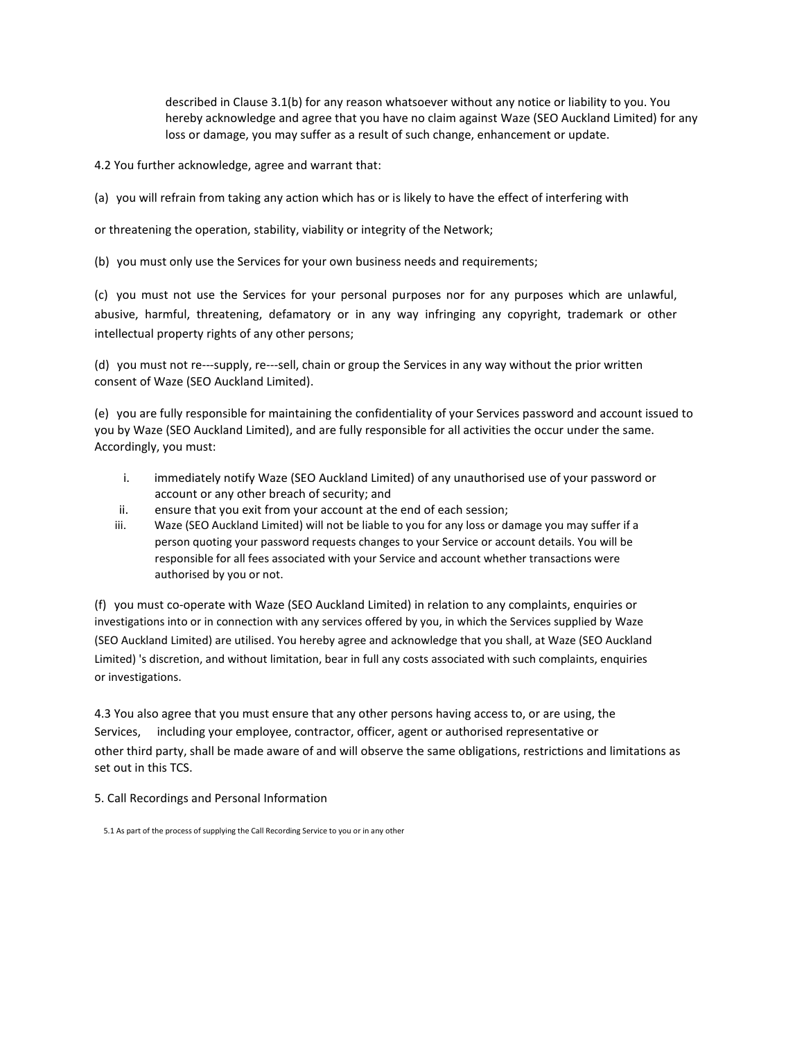described in Clause 3.1(b) for any reason whatsoever without any notice or liability to you. You hereby acknowledge and agree that you have no claim against Waze (SEO Auckland Limited) for any loss or damage, you may suffer as a result of such change, enhancement or update.

4.2 You further acknowledge, agree and warrant that:

(a) you will refrain from taking any action which has or is likely to have the effect of interfering with

or threatening the operation, stability, viability or integrity of the Network;

(b) you must only use the Services for your own business needs and requirements;

(c) you must not use the Services for your personal purposes nor for any purposes which are unlawful, abusive, harmful, threatening, defamatory or in any way infringing any copyright, trademark or other intellectual property rights of any other persons;

(d) you must not re---supply, re---sell, chain or group the Services in any way without the prior written consent of Waze (SEO Auckland Limited).

(e) you are fully responsible for maintaining the confidentiality of your Services password and account issued to you by Waze (SEO Auckland Limited), and are fully responsible for all activities the occur under the same. Accordingly, you must:

i. immediately notify Waze (SEO Auckland Limited) of any unauthorised use of your password or account or any other breach of security; and
ii. ensure that you exit from your account at the end of each session;
iii. Waze (SEO Auckland Limited) will not be liable to you for any loss or damage you may suffer if a person quoting your password requests changes to your Service or account details. You will be responsible for all fees associated with your Service and account whether transactions were authorised by you or not.

(f) you must co-operate with Waze (SEO Auckland Limited) in relation to any complaints, enquiries or investigations into or in connection with any services offered by you, in which the Services supplied by Waze (SEO Auckland Limited) are utilised. You hereby agree and acknowledge that you shall, at Waze (SEO Auckland Limited) 's discretion, and without limitation, bear in full any costs associated with such complaints, enquiries or investigations.

4.3 You also agree that you must ensure that any other persons having access to, or are using, the Services, including your employee, contractor, officer, agent or authorised representative or other third party, shall be made aware of and will observe the same obligations, restrictions and limitations as set out in this TCS.

5. Call Recordings and Personal Information

5.1 As part of the process of supplying the Call Recording Service to you or in any other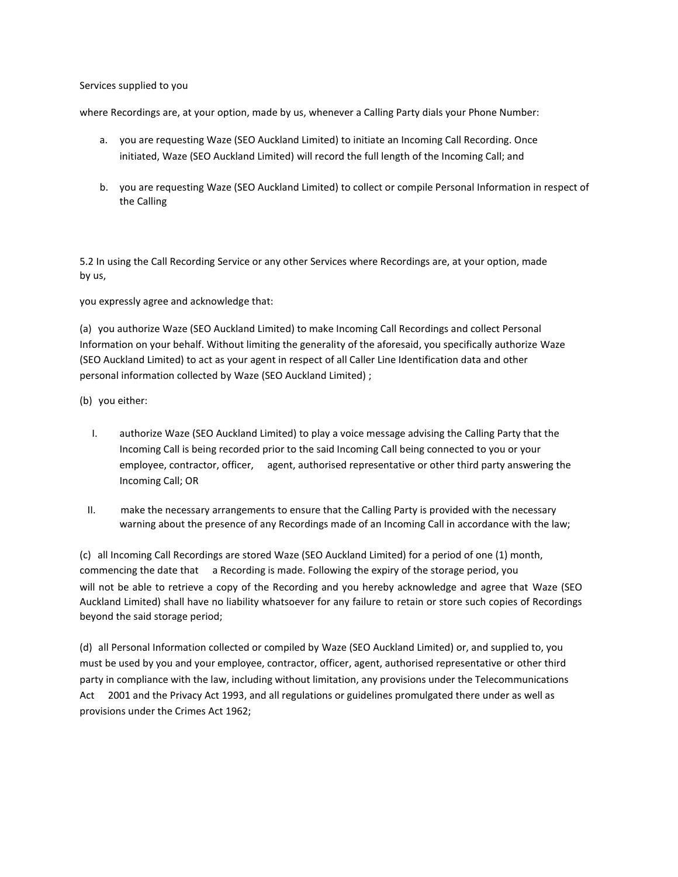Services supplied to you

where Recordings are, at your option, made by us, whenever a Calling Party dials your Phone Number:

a. you are requesting Waze (SEO Auckland Limited) to initiate an Incoming Call Recording. Once initiated, Waze (SEO Auckland Limited) will record the full length of the Incoming Call; and

b. you are requesting Waze (SEO Auckland Limited) to collect or compile Personal Information in respect of the Calling

5.2 In using the Call Recording Service or any other Services where Recordings are, at your option, made by us,

you expressly agree and acknowledge that:

(a) you authorize Waze (SEO Auckland Limited) to make Incoming Call Recordings and collect Personal Information on your behalf. Without limiting the generality of the aforesaid, you specifically authorize Waze (SEO Auckland Limited) to act as your agent in respect of all Caller Line Identification data and other personal information collected by Waze (SEO Auckland Limited) ;

(b) you either:

I. authorize Waze (SEO Auckland Limited) to play a voice message advising the Calling Party that the Incoming Call is being recorded prior to the said Incoming Call being connected to you or your employee, contractor, officer, agent, authorised representative or other third party answering the Incoming Call; OR

II. make the necessary arrangements to ensure that the Calling Party is provided with the necessary warning about the presence of any Recordings made of an Incoming Call in accordance with the law;

(c) all Incoming Call Recordings are stored Waze (SEO Auckland Limited) for a period of one (1) month, commencing the date that a Recording is made. Following the expiry of the storage period, you will not be able to retrieve a copy of the Recording and you hereby acknowledge and agree that Waze (SEO Auckland Limited) shall have no liability whatsoever for any failure to retain or store such copies of Recordings beyond the said storage period;

(d) all Personal Information collected or compiled by Waze (SEO Auckland Limited) or, and supplied to, you must be used by you and your employee, contractor, officer, agent, authorised representative or other third party in compliance with the law, including without limitation, any provisions under the Telecommunications Act 2001 and the Privacy Act 1993, and all regulations or guidelines promulgated there under as well as provisions under the Crimes Act 1962;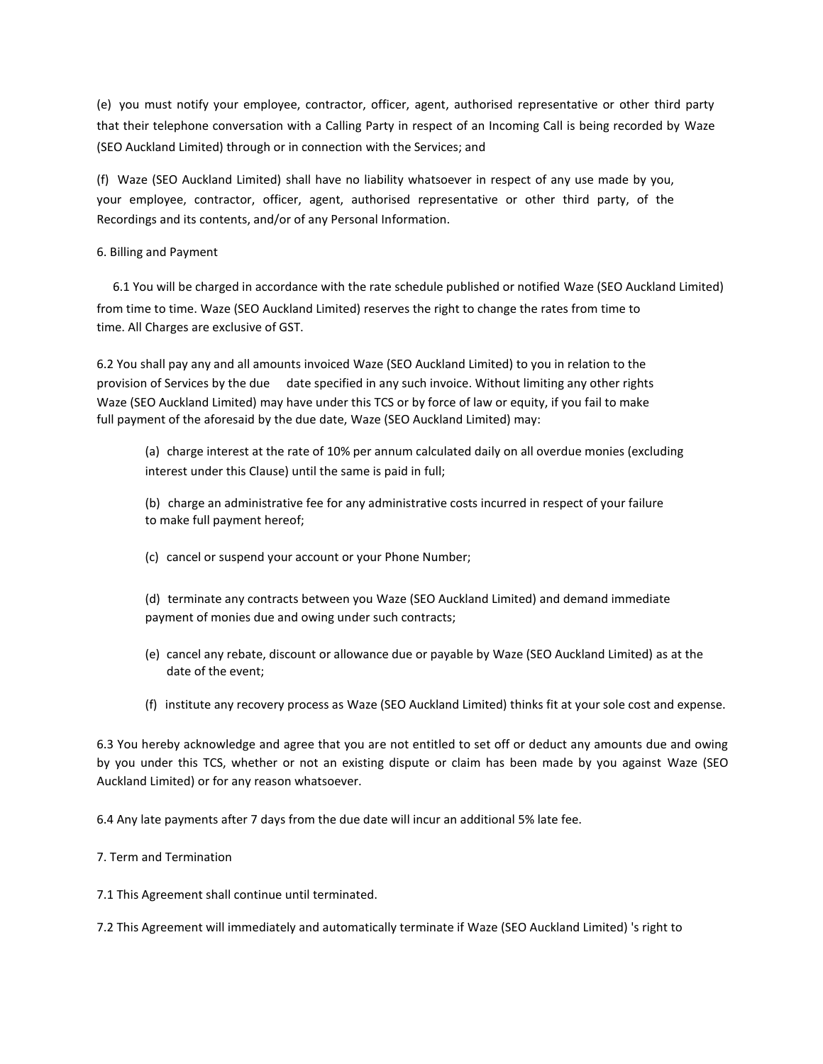(e) you must notify your employee, contractor, officer, agent, authorised representative or other third party that their telephone conversation with a Calling Party in respect of an Incoming Call is being recorded by Waze (SEO Auckland Limited) through or in connection with the Services; and

(f) Waze (SEO Auckland Limited) shall have no liability whatsoever in respect of any use made by you, your employee, contractor, officer, agent, authorised representative or other third party, of the Recordings and its contents, and/or of any Personal Information.

6. Billing and Payment

6.1 You will be charged in accordance with the rate schedule published or notified Waze (SEO Auckland Limited) from time to time. Waze (SEO Auckland Limited) reserves the right to change the rates from time to time. All Charges are exclusive of GST.

6.2 You shall pay any and all amounts invoiced Waze (SEO Auckland Limited) to you in relation to the provision of Services by the due date specified in any such invoice. Without limiting any other rights Waze (SEO Auckland Limited) may have under this TCS or by force of law or equity, if you fail to make full payment of the aforesaid by the due date, Waze (SEO Auckland Limited) may:

> (a) charge interest at the rate of 10% per annum calculated daily on all overdue monies (excluding interest under this Clause) until the same is paid in full;
>
> (b) charge an administrative fee for any administrative costs incurred in respect of your failure to make full payment hereof;
>
> (c) cancel or suspend your account or your Phone Number;
>
> (d) terminate any contracts between you Waze (SEO Auckland Limited) and demand immediate payment of monies due and owing under such contracts;
>
> (e) cancel any rebate, discount or allowance due or payable by Waze (SEO Auckland Limited) as at the date of the event;
>
> (f) institute any recovery process as Waze (SEO Auckland Limited) thinks fit at your sole cost and expense.

6.3 You hereby acknowledge and agree that you are not entitled to set off or deduct any amounts due and owing by you under this TCS, whether or not an existing dispute or claim has been made by you against Waze (SEO Auckland Limited) or for any reason whatsoever.

6.4 Any late payments after 7 days from the due date will incur an additional 5% late fee.

7. Term and Termination

7.1 This Agreement shall continue until terminated.

7.2 This Agreement will immediately and automatically terminate if Waze (SEO Auckland Limited) 's right to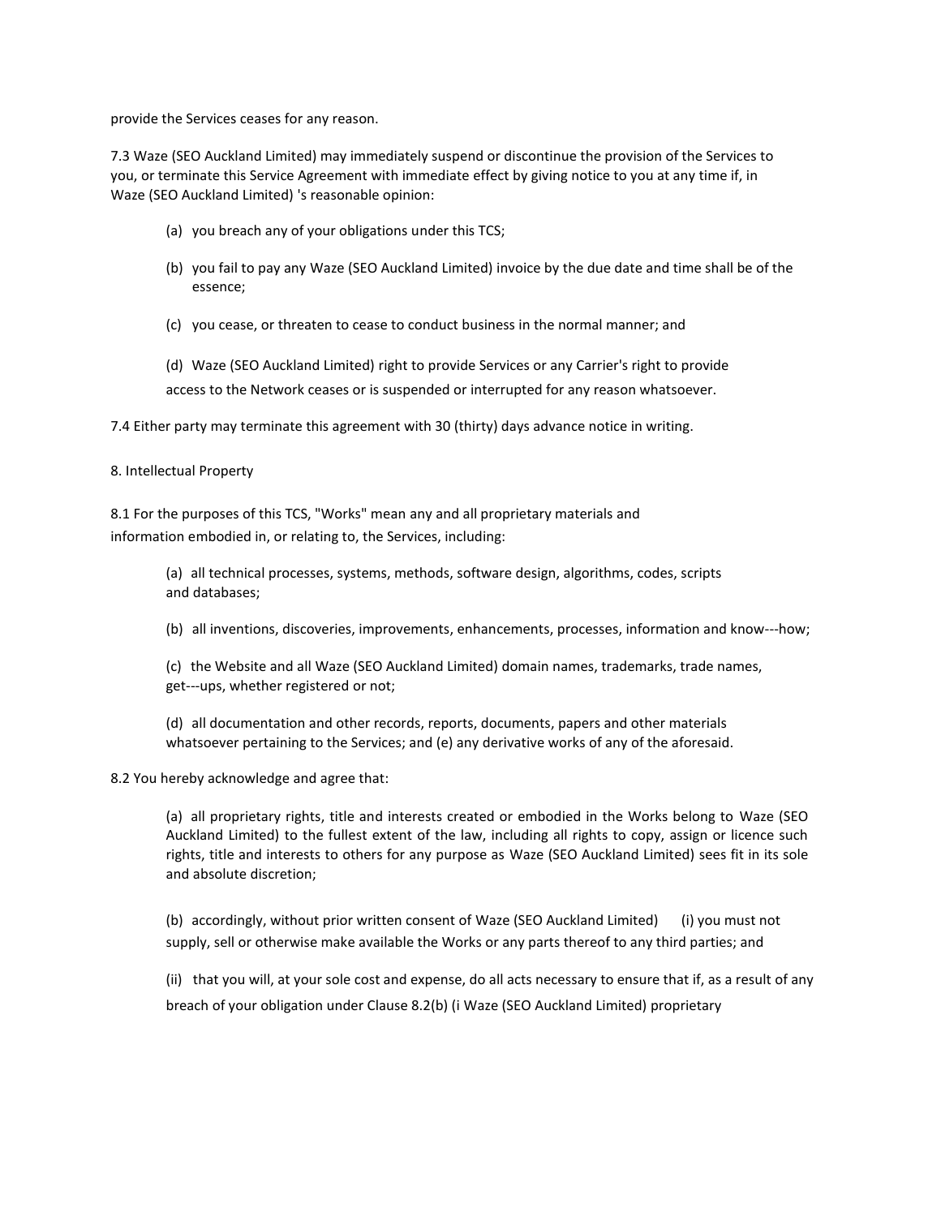provide the Services ceases for any reason.

7.3 Waze (SEO Auckland Limited) may immediately suspend or discontinue the provision of the Services to you, or terminate this Service Agreement with immediate effect by giving notice to you at any time if, in Waze (SEO Auckland Limited) 's reasonable opinion:

(a) you breach any of your obligations under this TCS;

(b) you fail to pay any Waze (SEO Auckland Limited) invoice by the due date and time shall be of the essence;

(c) you cease, or threaten to cease to conduct business in the normal manner; and

(d) Waze (SEO Auckland Limited) right to provide Services or any Carrier's right to provide access to the Network ceases or is suspended or interrupted for any reason whatsoever.

7.4 Either party may terminate this agreement with 30 (thirty) days advance notice in writing.

8. Intellectual Property

8.1 For the purposes of this TCS, "Works" mean any and all proprietary materials and information embodied in, or relating to, the Services, including:

(a) all technical processes, systems, methods, software design, algorithms, codes, scripts and databases;

(b) all inventions, discoveries, improvements, enhancements, processes, information and know---how;

(c) the Website and all Waze (SEO Auckland Limited) domain names, trademarks, trade names, get---ups, whether registered or not;

(d) all documentation and other records, reports, documents, papers and other materials whatsoever pertaining to the Services; and (e) any derivative works of any of the aforesaid.

8.2 You hereby acknowledge and agree that:

(a) all proprietary rights, title and interests created or embodied in the Works belong to Waze (SEO Auckland Limited) to the fullest extent of the law, including all rights to copy, assign or licence such rights, title and interests to others for any purpose as Waze (SEO Auckland Limited) sees fit in its sole and absolute discretion;

(b) accordingly, without prior written consent of Waze (SEO Auckland Limited) (i) you must not supply, sell or otherwise make available the Works or any parts thereof to any third parties; and

(ii) that you will, at your sole cost and expense, do all acts necessary to ensure that if, as a result of any breach of your obligation under Clause 8.2(b) (i Waze (SEO Auckland Limited) proprietary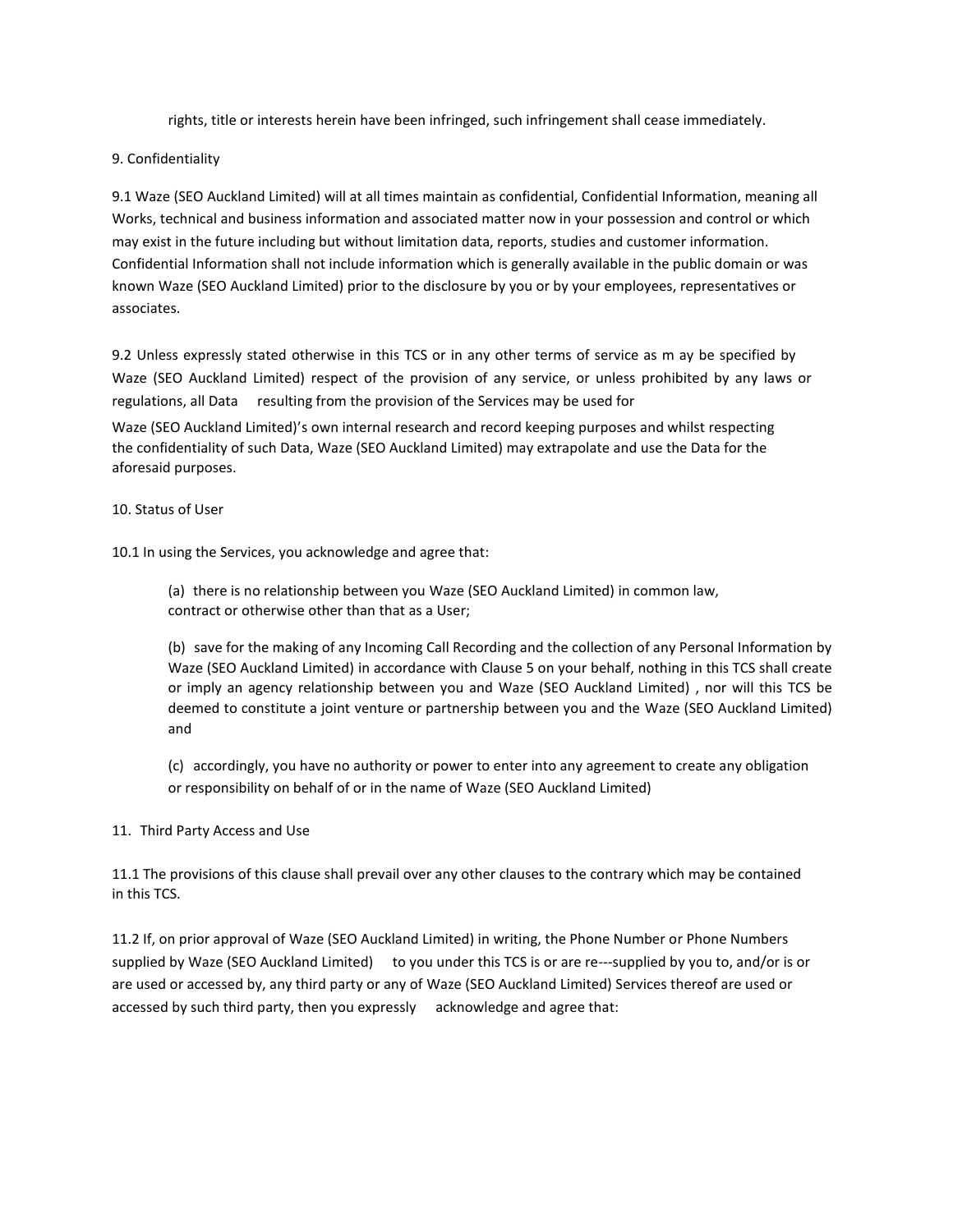rights, title or interests herein have been infringed, such infringement shall cease immediately.

9. Confidentiality

9.1 Waze (SEO Auckland Limited) will at all times maintain as confidential, Confidential Information, meaning all Works, technical and business information and associated matter now in your possession and control or which may exist in the future including but without limitation data, reports, studies and customer information. Confidential Information shall not include information which is generally available in the public domain or was known Waze (SEO Auckland Limited) prior to the disclosure by you or by your employees, representatives or associates.

9.2 Unless expressly stated otherwise in this TCS or in any other terms of service as m ay be specified by Waze (SEO Auckland Limited) respect of the provision of any service, or unless prohibited by any laws or regulations, all Data resulting from the provision of the Services may be used for Waze (SEO Auckland Limited)'s own internal research and record keeping purposes and whilst respecting the confidentiality of such Data, Waze (SEO Auckland Limited) may extrapolate and use the Data for the aforesaid purposes.

10. Status of User

10.1 In using the Services, you acknowledge and agree that:

(a) there is no relationship between you Waze (SEO Auckland Limited) in common law, contract or otherwise other than that as a User;

(b) save for the making of any Incoming Call Recording and the collection of any Personal Information by Waze (SEO Auckland Limited) in accordance with Clause 5 on your behalf, nothing in this TCS shall create or imply an agency relationship between you and Waze (SEO Auckland Limited) , nor will this TCS be deemed to constitute a joint venture or partnership between you and the Waze (SEO Auckland Limited) and

(c) accordingly, you have no authority or power to enter into any agreement to create any obligation or responsibility on behalf of or in the name of Waze (SEO Auckland Limited)

11. Third Party Access and Use

11.1 The provisions of this clause shall prevail over any other clauses to the contrary which may be contained in this TCS.

11.2 If, on prior approval of Waze (SEO Auckland Limited) in writing, the Phone Number or Phone Numbers supplied by Waze (SEO Auckland Limited) to you under this TCS is or are re---supplied by you to, and/or is or are used or accessed by, any third party or any of Waze (SEO Auckland Limited) Services thereof are used or accessed by such third party, then you expressly acknowledge and agree that: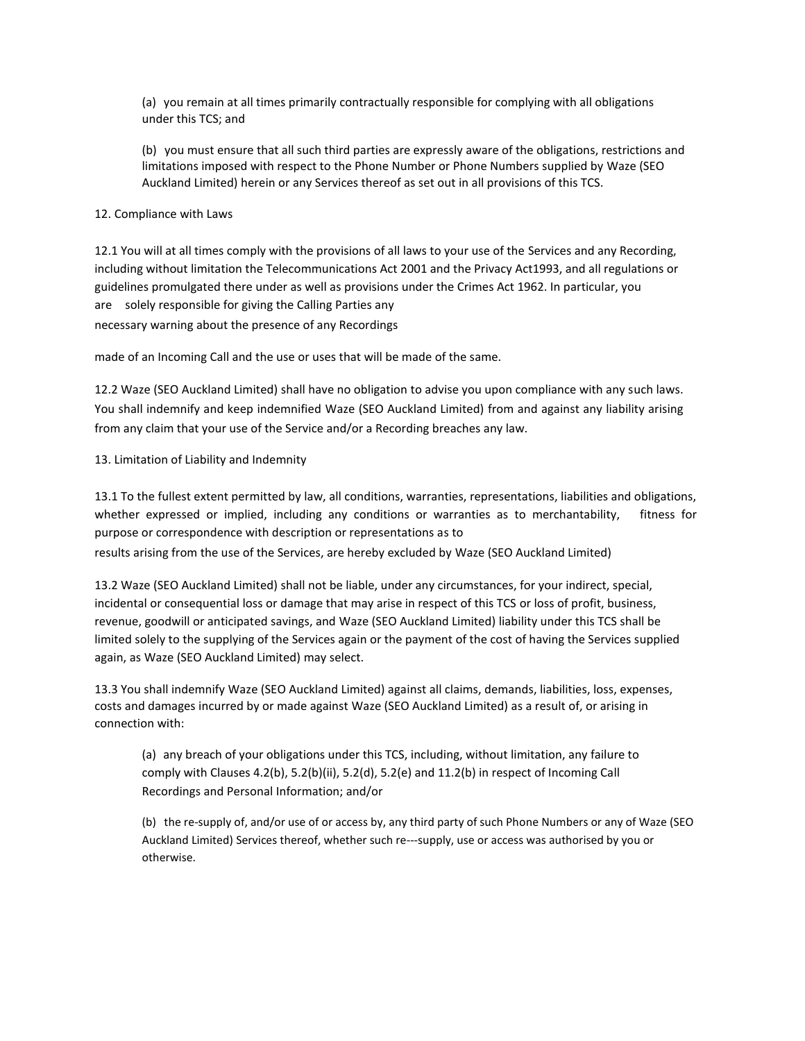(a) you remain at all times primarily contractually responsible for complying with all obligations under this TCS; and

(b) you must ensure that all such third parties are expressly aware of the obligations, restrictions and limitations imposed with respect to the Phone Number or Phone Numbers supplied by Waze (SEO Auckland Limited) herein or any Services thereof as set out in all provisions of this TCS.

12. Compliance with Laws

12.1 You will at all times comply with the provisions of all laws to your use of the Services and any Recording, including without limitation the Telecommunications Act 2001 and the Privacy Act1993, and all regulations or guidelines promulgated there under as well as provisions under the Crimes Act 1962. In particular, you are solely responsible for giving the Calling Parties any necessary warning about the presence of any Recordings made of an Incoming Call and the use or uses that will be made of the same.

12.2 Waze (SEO Auckland Limited) shall have no obligation to advise you upon compliance with any such laws. You shall indemnify and keep indemnified Waze (SEO Auckland Limited) from and against any liability arising from any claim that your use of the Service and/or a Recording breaches any law.

13. Limitation of Liability and Indemnity

13.1 To the fullest extent permitted by law, all conditions, warranties, representations, liabilities and obligations, whether expressed or implied, including any conditions or warranties as to merchantability, fitness for purpose or correspondence with description or representations as to results arising from the use of the Services, are hereby excluded by Waze (SEO Auckland Limited)

13.2 Waze (SEO Auckland Limited) shall not be liable, under any circumstances, for your indirect, special, incidental or consequential loss or damage that may arise in respect of this TCS or loss of profit, business, revenue, goodwill or anticipated savings, and Waze (SEO Auckland Limited) liability under this TCS shall be limited solely to the supplying of the Services again or the payment of the cost of having the Services supplied again, as Waze (SEO Auckland Limited) may select.

13.3 You shall indemnify Waze (SEO Auckland Limited) against all claims, demands, liabilities, loss, expenses, costs and damages incurred by or made against Waze (SEO Auckland Limited) as a result of, or arising in connection with:

(a) any breach of your obligations under this TCS, including, without limitation, any failure to comply with Clauses 4.2(b), 5.2(b)(ii), 5.2(d), 5.2(e) and 11.2(b) in respect of Incoming Call Recordings and Personal Information; and/or

(b) the re-supply of, and/or use of or access by, any third party of such Phone Numbers or any of Waze (SEO Auckland Limited) Services thereof, whether such re---supply, use or access was authorised by you or otherwise.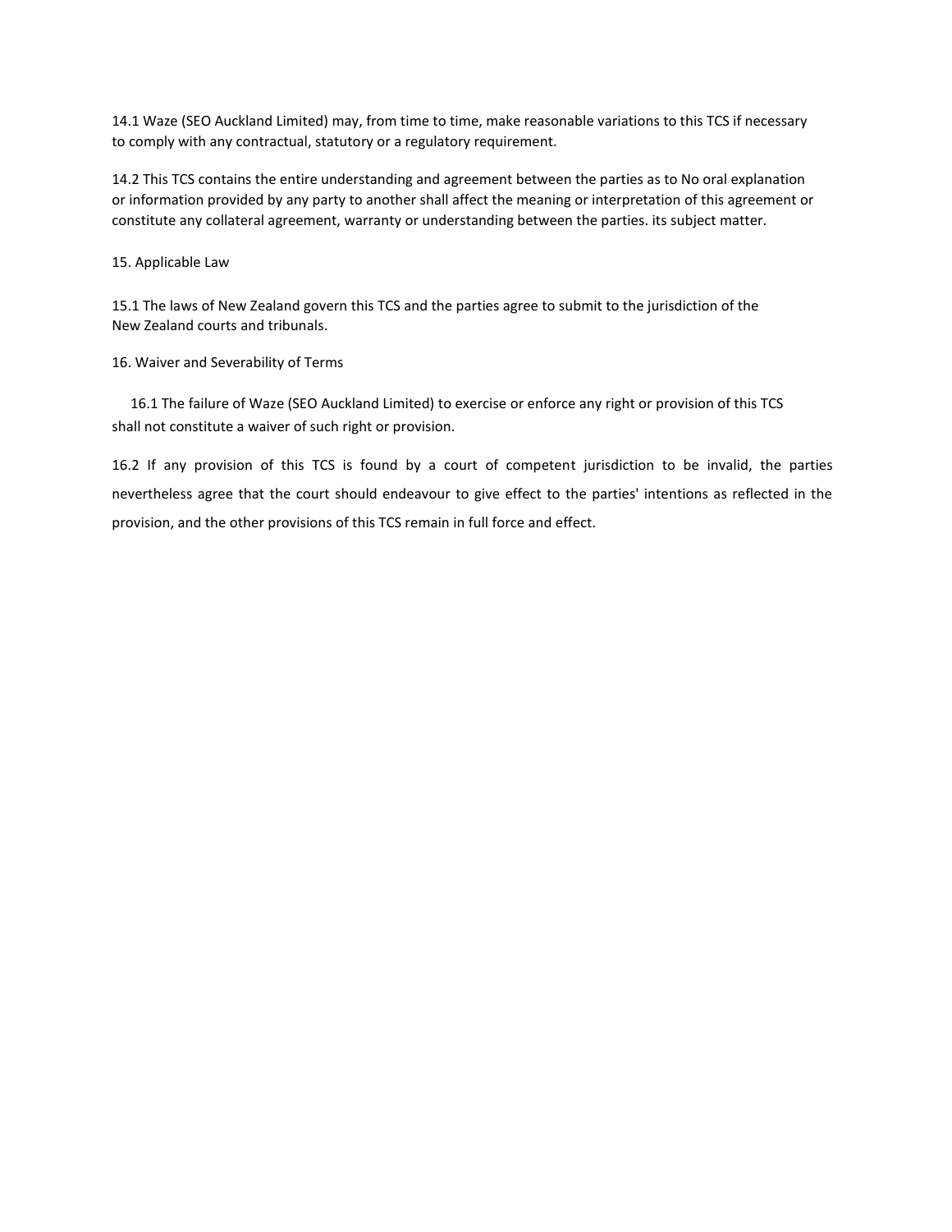14.1 Waze (SEO Auckland Limited) may, from time to time, make reasonable variations to this TCS if necessary to comply with any contractual, statutory or a regulatory requirement.

14.2 This TCS contains the entire understanding and agreement between the parties as to No oral explanation or information provided by any party to another shall affect the meaning or interpretation of this agreement or constitute any collateral agreement, warranty or understanding between the parties. its subject matter.

15. Applicable Law

15.1 The laws of New Zealand govern this TCS and the parties agree to submit to the jurisdiction of the New Zealand courts and tribunals.

16. Waiver and Severability of Terms

16.1 The failure of Waze (SEO Auckland Limited) to exercise or enforce any right or provision of this TCS shall not constitute a waiver of such right or provision.

16.2 If any provision of this TCS is found by a court of competent jurisdiction to be invalid, the parties nevertheless agree that the court should endeavour to give effect to the parties' intentions as reflected in the provision, and the other provisions of this TCS remain in full force and effect.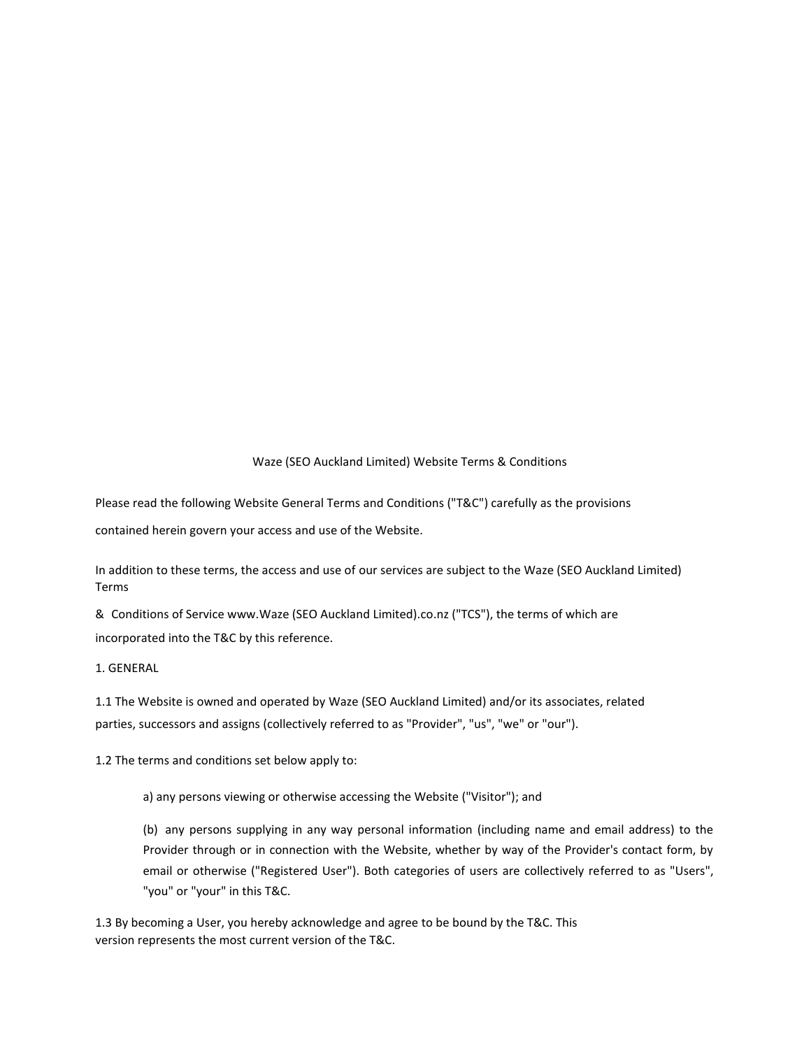# Waze (SEO Auckland Limited) Website Terms & Conditions

Please read the following Website General Terms and Conditions ("T&C") carefully as the provisions contained herein govern your access and use of the Website.

In addition to these terms, the access and use of our services are subject to the Waze (SEO Auckland Limited) Terms & Conditions of Service www.Waze (SEO Auckland Limited).co.nz ("TCS"), the terms of which are incorporated into the T&C by this reference.

## 1. GENERAL

1.1 The Website is owned and operated by Waze (SEO Auckland Limited) and/or its associates, related parties, successors and assigns (collectively referred to as "Provider", "us", "we" or "our").

1.2 The terms and conditions set below apply to:

a) any persons viewing or otherwise accessing the Website ("Visitor"); and

(b) any persons supplying in any way personal information (including name and email address) to the Provider through or in connection with the Website, whether by way of the Provider's contact form, by email or otherwise ("Registered User"). Both categories of users are collectively referred to as "Users", "you" or "your" in this T&C.

1.3 By becoming a User, you hereby acknowledge and agree to be bound by the T&C. This version represents the most current version of the T&C.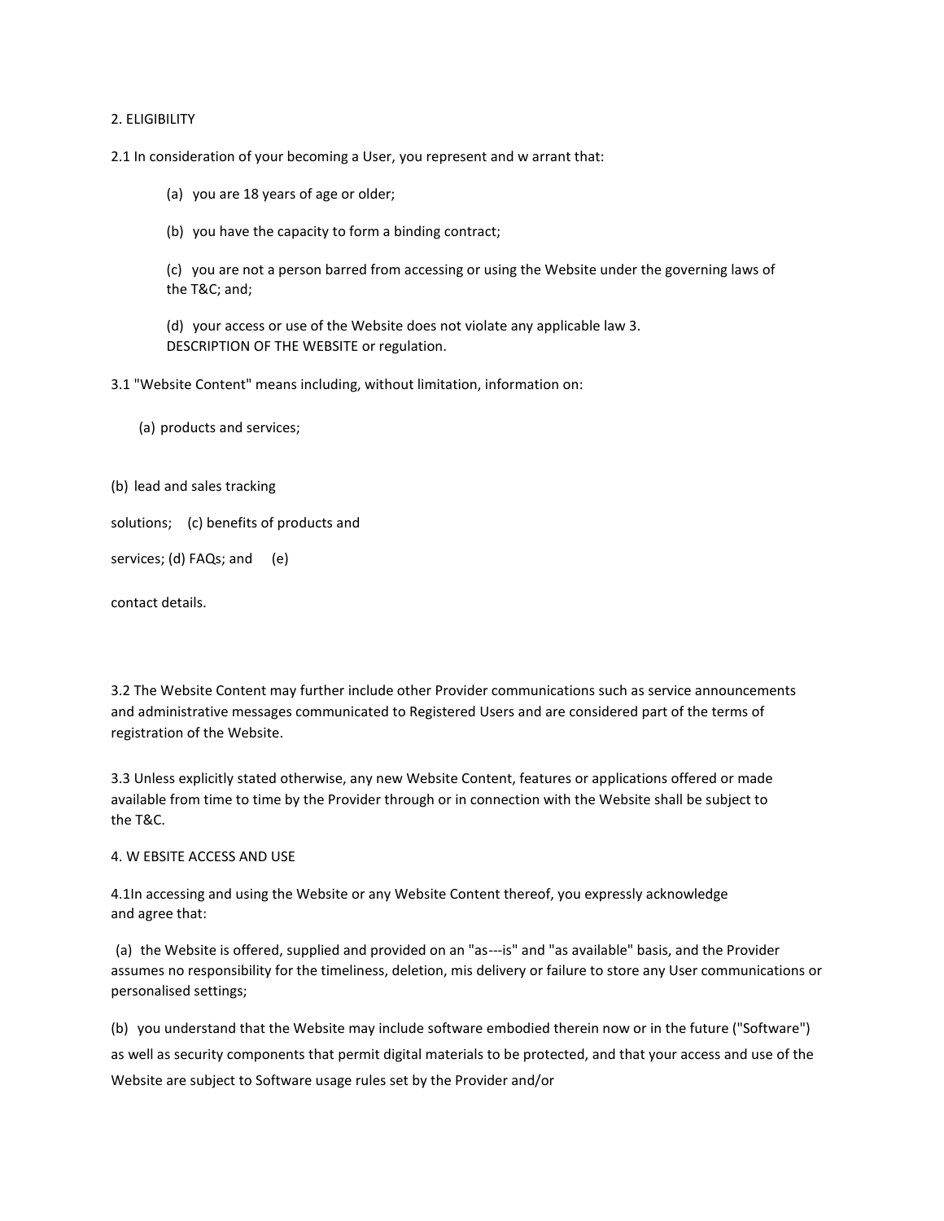2. ELIGIBILITY

2.1 In consideration of your becoming a User, you represent and w arrant that:

(a) you are 18 years of age or older;

(b) you have the capacity to form a binding contract;

(c) you are not a person barred from accessing or using the Website under the governing laws of the T&C; and;

(d) your access or use of the Website does not violate any applicable law 3. DESCRIPTION OF THE WEBSITE or regulation.

3.1 "Website Content" means including, without limitation, information on:

(a) products and services;

(b) lead and sales tracking

solutions; (c) benefits of products and

services; (d) FAQs; and (e)

contact details.

3.2 The Website Content may further include other Provider communications such as service announcements and administrative messages communicated to Registered Users and are considered part of the terms of registration of the Website.

3.3 Unless explicitly stated otherwise, any new Website Content, features or applications offered or made available from time to time by the Provider through or in connection with the Website shall be subject to the T&C.

4. W EBSITE ACCESS AND USE

4.1In accessing and using the Website or any Website Content thereof, you expressly acknowledge and agree that:

(a) the Website is offered, supplied and provided on an "as---is" and "as available" basis, and the Provider assumes no responsibility for the timeliness, deletion, mis delivery or failure to store any User communications or personalised settings;

(b) you understand that the Website may include software embodied therein now or in the future ("Software") as well as security components that permit digital materials to be protected, and that your access and use of the Website are subject to Software usage rules set by the Provider and/or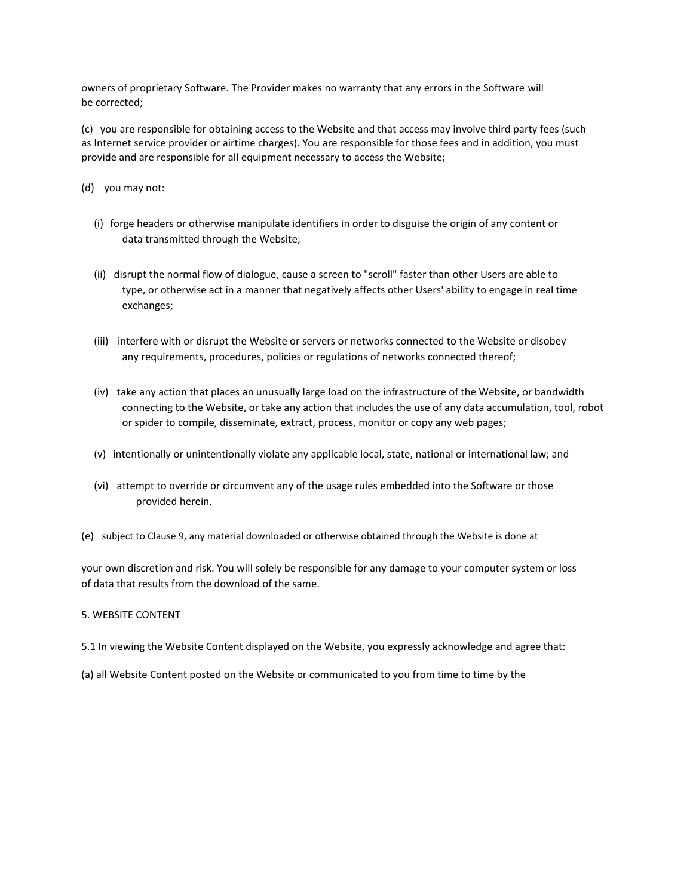owners of proprietary Software. The Provider makes no warranty that any errors in the Software will be corrected;

(c) you are responsible for obtaining access to the Website and that access may involve third party fees (such as Internet service provider or airtime charges). You are responsible for those fees and in addition, you must provide and are responsible for all equipment necessary to access the Website;

(d) you may not:

(i) forge headers or otherwise manipulate identifiers in order to disguise the origin of any content or data transmitted through the Website;

(ii) disrupt the normal flow of dialogue, cause a screen to "scroll" faster than other Users are able to type, or otherwise act in a manner that negatively affects other Users' ability to engage in real time exchanges;

(iii) interfere with or disrupt the Website or servers or networks connected to the Website or disobey any requirements, procedures, policies or regulations of networks connected thereof;

(iv) take any action that places an unusually large load on the infrastructure of the Website, or bandwidth connecting to the Website, or take any action that includes the use of any data accumulation, tool, robot or spider to compile, disseminate, extract, process, monitor or copy any web pages;

(v) intentionally or unintentionally violate any applicable local, state, national or international law; and

(vi) attempt to override or circumvent any of the usage rules embedded into the Software or those provided herein.

(e) subject to Clause 9, any material downloaded or otherwise obtained through the Website is done at your own discretion and risk. You will solely be responsible for any damage to your computer system or loss of data that results from the download of the same.

5. WEBSITE CONTENT

5.1 In viewing the Website Content displayed on the Website, you expressly acknowledge and agree that:

(a) all Website Content posted on the Website or communicated to you from time to time by the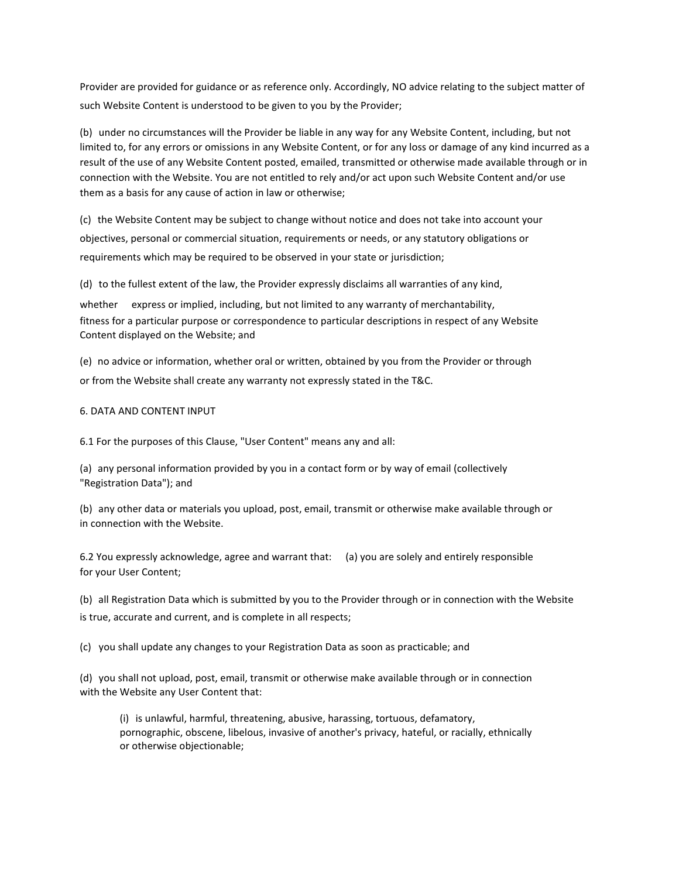Provider are provided for guidance or as reference only. Accordingly, NO advice relating to the subject matter of such Website Content is understood to be given to you by the Provider;

(b) under no circumstances will the Provider be liable in any way for any Website Content, including, but not limited to, for any errors or omissions in any Website Content, or for any loss or damage of any kind incurred as a result of the use of any Website Content posted, emailed, transmitted or otherwise made available through or in connection with the Website. You are not entitled to rely and/or act upon such Website Content and/or use them as a basis for any cause of action in law or otherwise;

(c) the Website Content may be subject to change without notice and does not take into account your objectives, personal or commercial situation, requirements or needs, or any statutory obligations or requirements which may be required to be observed in your state or jurisdiction;

(d) to the fullest extent of the law, the Provider expressly disclaims all warranties of any kind, whether express or implied, including, but not limited to any warranty of merchantability, fitness for a particular purpose or correspondence to particular descriptions in respect of any Website Content displayed on the Website; and

(e) no advice or information, whether oral or written, obtained by you from the Provider or through or from the Website shall create any warranty not expressly stated in the T&C.

6. DATA AND CONTENT INPUT

6.1 For the purposes of this Clause, "User Content" means any and all:

(a) any personal information provided by you in a contact form or by way of email (collectively "Registration Data"); and

(b) any other data or materials you upload, post, email, transmit or otherwise make available through or in connection with the Website.

6.2 You expressly acknowledge, agree and warrant that: (a) you are solely and entirely responsible for your User Content;

(b) all Registration Data which is submitted by you to the Provider through or in connection with the Website is true, accurate and current, and is complete in all respects;

(c) you shall update any changes to your Registration Data as soon as practicable; and

(d) you shall not upload, post, email, transmit or otherwise make available through or in connection with the Website any User Content that:

> (i) is unlawful, harmful, threatening, abusive, harassing, tortuous, defamatory, pornographic, obscene, libelous, invasive of another's privacy, hateful, or racially, ethnically or otherwise objectionable;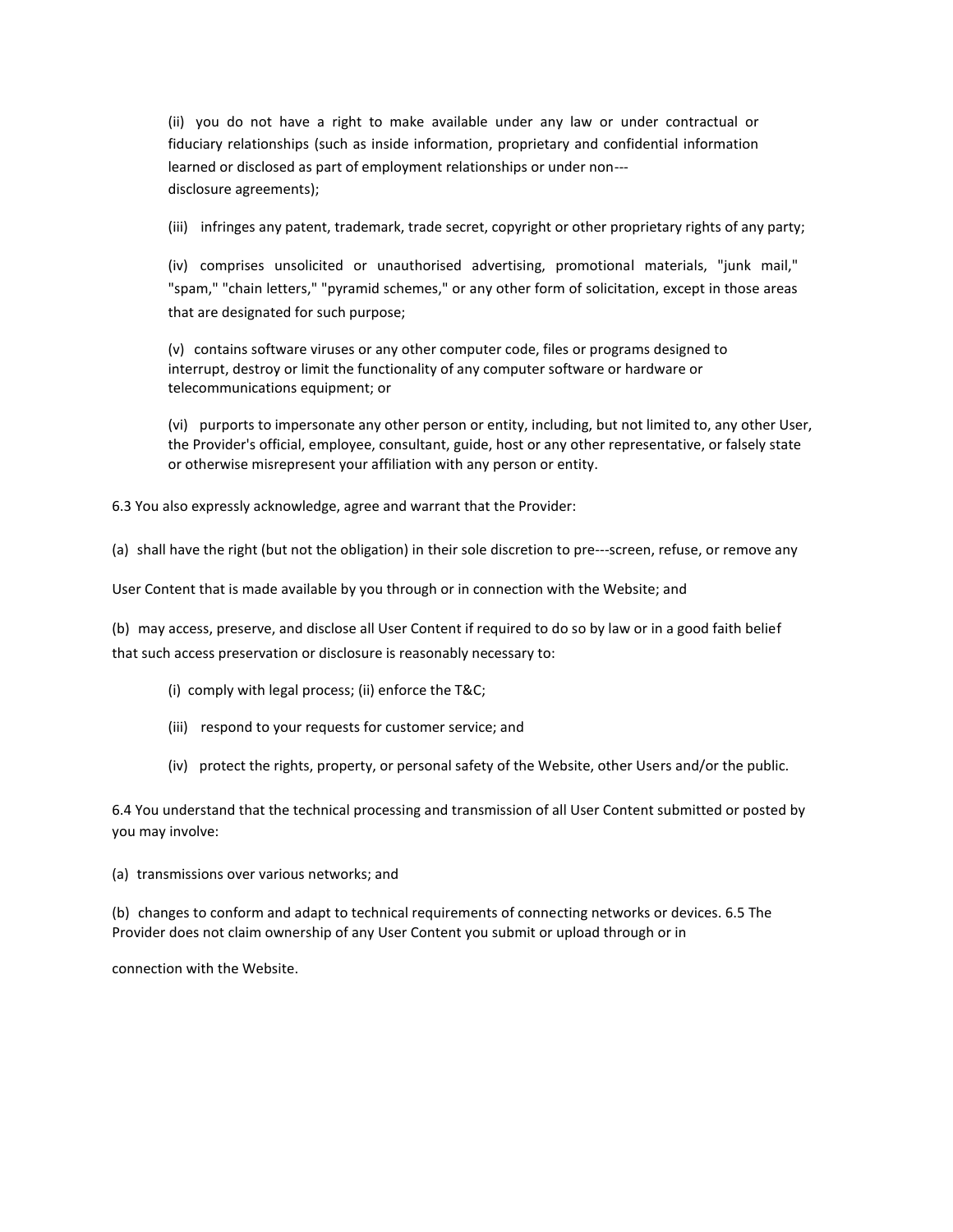(ii) you do not have a right to make available under any law or under contractual or fiduciary relationships (such as inside information, proprietary and confidential information learned or disclosed as part of employment relationships or under non---disclosure agreements);

(iii) infringes any patent, trademark, trade secret, copyright or other proprietary rights of any party;

(iv) comprises unsolicited or unauthorised advertising, promotional materials, "junk mail," "spam," "chain letters," "pyramid schemes," or any other form of solicitation, except in those areas that are designated for such purpose;

(v) contains software viruses or any other computer code, files or programs designed to interrupt, destroy or limit the functionality of any computer software or hardware or telecommunications equipment; or

(vi) purports to impersonate any other person or entity, including, but not limited to, any other User, the Provider's official, employee, consultant, guide, host or any other representative, or falsely state or otherwise misrepresent your affiliation with any person or entity.

6.3 You also expressly acknowledge, agree and warrant that the Provider:

(a) shall have the right (but not the obligation) in their sole discretion to pre---screen, refuse, or remove any User Content that is made available by you through or in connection with the Website; and

(b) may access, preserve, and disclose all User Content if required to do so by law or in a good faith belief that such access preservation or disclosure is reasonably necessary to:

(i) comply with legal process; (ii) enforce the T&C;

(iii) respond to your requests for customer service; and

(iv) protect the rights, property, or personal safety of the Website, other Users and/or the public.

6.4 You understand that the technical processing and transmission of all User Content submitted or posted by you may involve:

(a) transmissions over various networks; and

(b) changes to conform and adapt to technical requirements of connecting networks or devices. 6.5 The Provider does not claim ownership of any User Content you submit or upload through or in connection with the Website.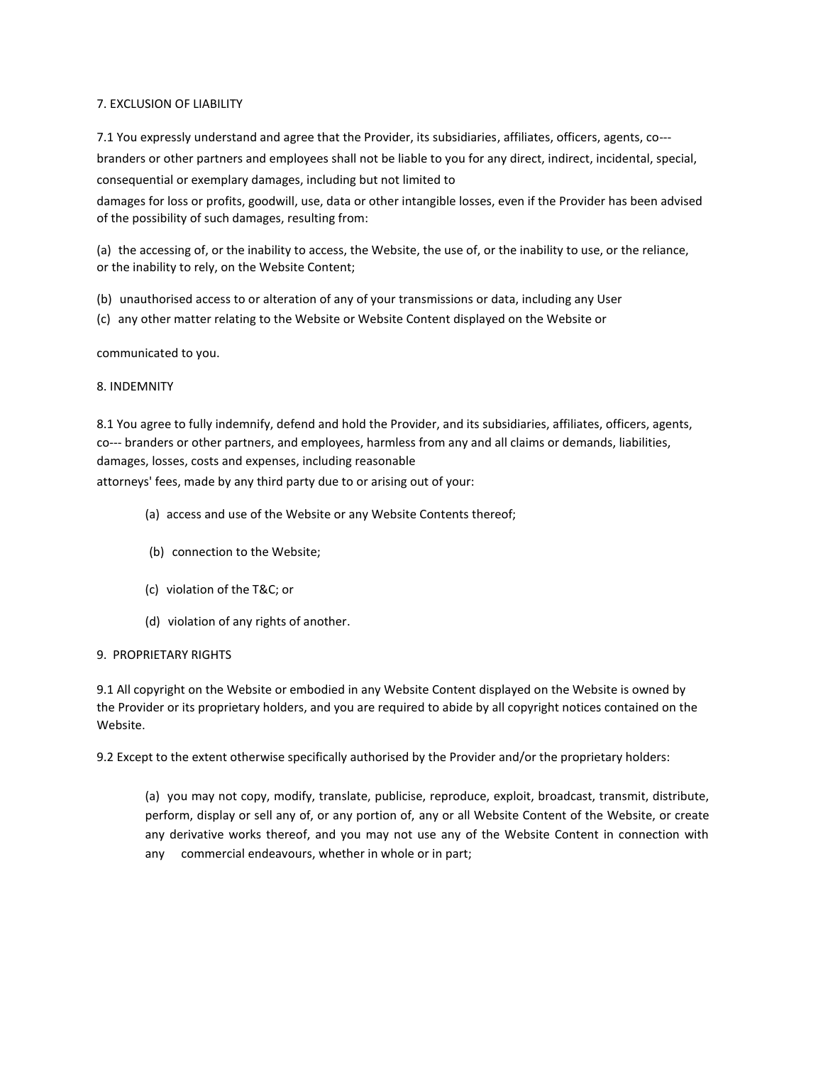7. EXCLUSION OF LIABILITY

7.1 You expressly understand and agree that the Provider, its subsidiaries, affiliates, officers, agents, co--- branders or other partners and employees shall not be liable to you for any direct, indirect, incidental, special, consequential or exemplary damages, including but not limited to damages for loss or profits, goodwill, use, data or other intangible losses, even if the Provider has been advised of the possibility of such damages, resulting from:

(a) the accessing of, or the inability to access, the Website, the use of, or the inability to use, or the reliance, or the inability to rely, on the Website Content;

(b) unauthorised access to or alteration of any of your transmissions or data, including any User

(c) any other matter relating to the Website or Website Content displayed on the Website or communicated to you.

8. INDEMNITY

8.1 You agree to fully indemnify, defend and hold the Provider, and its subsidiaries, affiliates, officers, agents, co--- branders or other partners, and employees, harmless from any and all claims or demands, liabilities, damages, losses, costs and expenses, including reasonable attorneys' fees, made by any third party due to or arising out of your:

(a) access and use of the Website or any Website Contents thereof;

(b) connection to the Website;

(c) violation of the T&C; or

(d) violation of any rights of another.

9. PROPRIETARY RIGHTS

9.1 All copyright on the Website or embodied in any Website Content displayed on the Website is owned by the Provider or its proprietary holders, and you are required to abide by all copyright notices contained on the Website.

9.2 Except to the extent otherwise specifically authorised by the Provider and/or the proprietary holders:

(a) you may not copy, modify, translate, publicise, reproduce, exploit, broadcast, transmit, distribute, perform, display or sell any of, or any portion of, any or all Website Content of the Website, or create any derivative works thereof, and you may not use any of the Website Content in connection with any commercial endeavours, whether in whole or in part;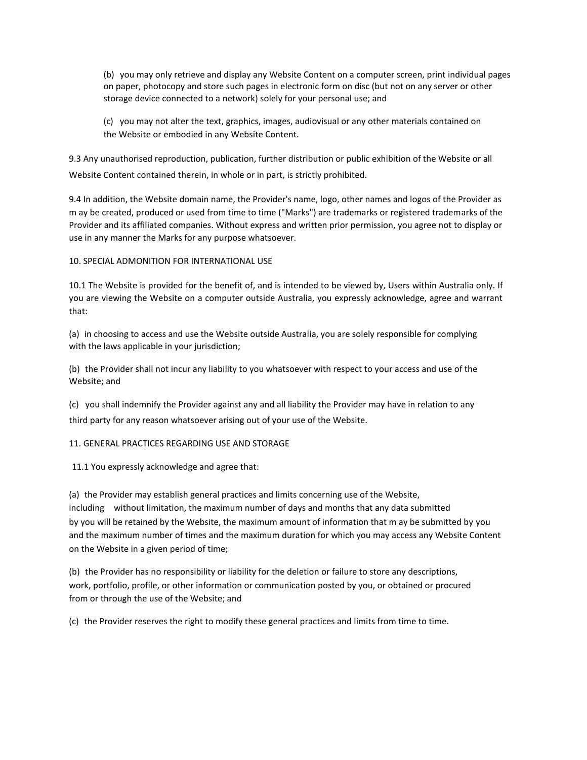(b) you may only retrieve and display any Website Content on a computer screen, print individual pages on paper, photocopy and store such pages in electronic form on disc (but not on any server or other storage device connected to a network) solely for your personal use; and

(c) you may not alter the text, graphics, images, audiovisual or any other materials contained on the Website or embodied in any Website Content.

9.3 Any unauthorised reproduction, publication, further distribution or public exhibition of the Website or all Website Content contained therein, in whole or in part, is strictly prohibited.

9.4 In addition, the Website domain name, the Provider's name, logo, other names and logos of the Provider as m ay be created, produced or used from time to time ("Marks") are trademarks or registered trademarks of the Provider and its affiliated companies. Without express and written prior permission, you agree not to display or use in any manner the Marks for any purpose whatsoever.

10. SPECIAL ADMONITION FOR INTERNATIONAL USE

10.1 The Website is provided for the benefit of, and is intended to be viewed by, Users within Australia only. If you are viewing the Website on a computer outside Australia, you expressly acknowledge, agree and warrant that:

(a) in choosing to access and use the Website outside Australia, you are solely responsible for complying with the laws applicable in your jurisdiction;

(b) the Provider shall not incur any liability to you whatsoever with respect to your access and use of the Website; and

(c) you shall indemnify the Provider against any and all liability the Provider may have in relation to any third party for any reason whatsoever arising out of your use of the Website.

11. GENERAL PRACTICES REGARDING USE AND STORAGE

11.1 You expressly acknowledge and agree that:

(a) the Provider may establish general practices and limits concerning use of the Website, including without limitation, the maximum number of days and months that any data submitted by you will be retained by the Website, the maximum amount of information that m ay be submitted by you and the maximum number of times and the maximum duration for which you may access any Website Content on the Website in a given period of time;

(b) the Provider has no responsibility or liability for the deletion or failure to store any descriptions, work, portfolio, profile, or other information or communication posted by you, or obtained or procured from or through the use of the Website; and

(c) the Provider reserves the right to modify these general practices and limits from time to time.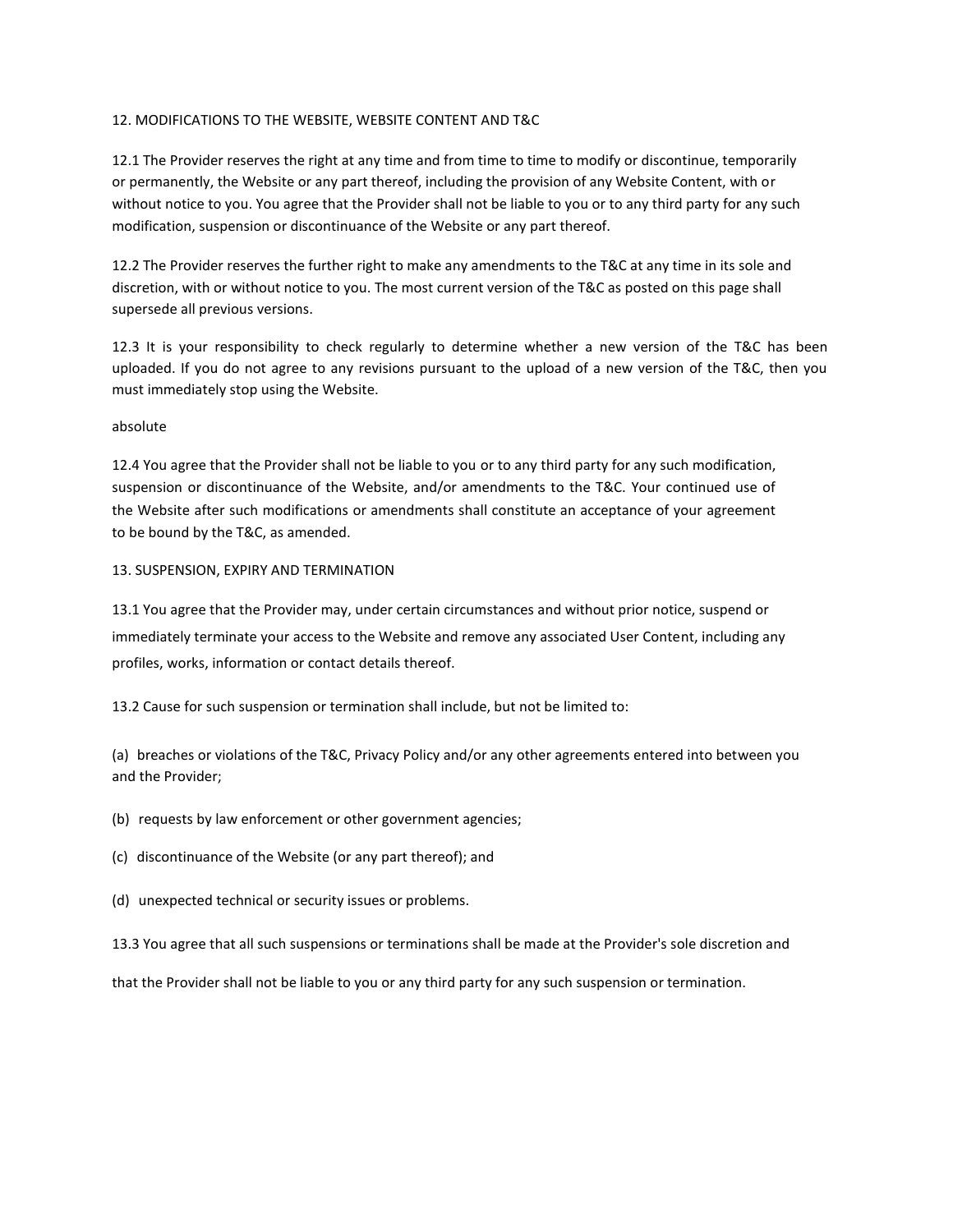## 12. MODIFICATIONS TO THE WEBSITE, WEBSITE CONTENT AND T&C

12.1 The Provider reserves the right at any time and from time to time to modify or discontinue, temporarily or permanently, the Website or any part thereof, including the provision of any Website Content, with or without notice to you. You agree that the Provider shall not be liable to you or to any third party for any such modification, suspension or discontinuance of the Website or any part thereof.

12.2 The Provider reserves the further right to make any amendments to the T&C at any time in its sole and discretion, with or without notice to you. The most current version of the T&C as posted on this page shall supersede all previous versions.

12.3 It is your responsibility to check regularly to determine whether a new version of the T&C has been uploaded. If you do not agree to any revisions pursuant to the upload of a new version of the T&C, then you must immediately stop using the Website.

absolute

12.4 You agree that the Provider shall not be liable to you or to any third party for any such modification, suspension or discontinuance of the Website, and/or amendments to the T&C. Your continued use of the Website after such modifications or amendments shall constitute an acceptance of your agreement to be bound by the T&C, as amended.

## 13. SUSPENSION, EXPIRY AND TERMINATION

13.1 You agree that the Provider may, under certain circumstances and without prior notice, suspend or immediately terminate your access to the Website and remove any associated User Content, including any profiles, works, information or contact details thereof.

13.2 Cause for such suspension or termination shall include, but not be limited to:

(a) breaches or violations of the T&C, Privacy Policy and/or any other agreements entered into between you and the Provider;

(b) requests by law enforcement or other government agencies;

(c) discontinuance of the Website (or any part thereof); and

(d) unexpected technical or security issues or problems.

13.3 You agree that all such suspensions or terminations shall be made at the Provider's sole discretion and

that the Provider shall not be liable to you or any third party for any such suspension or termination.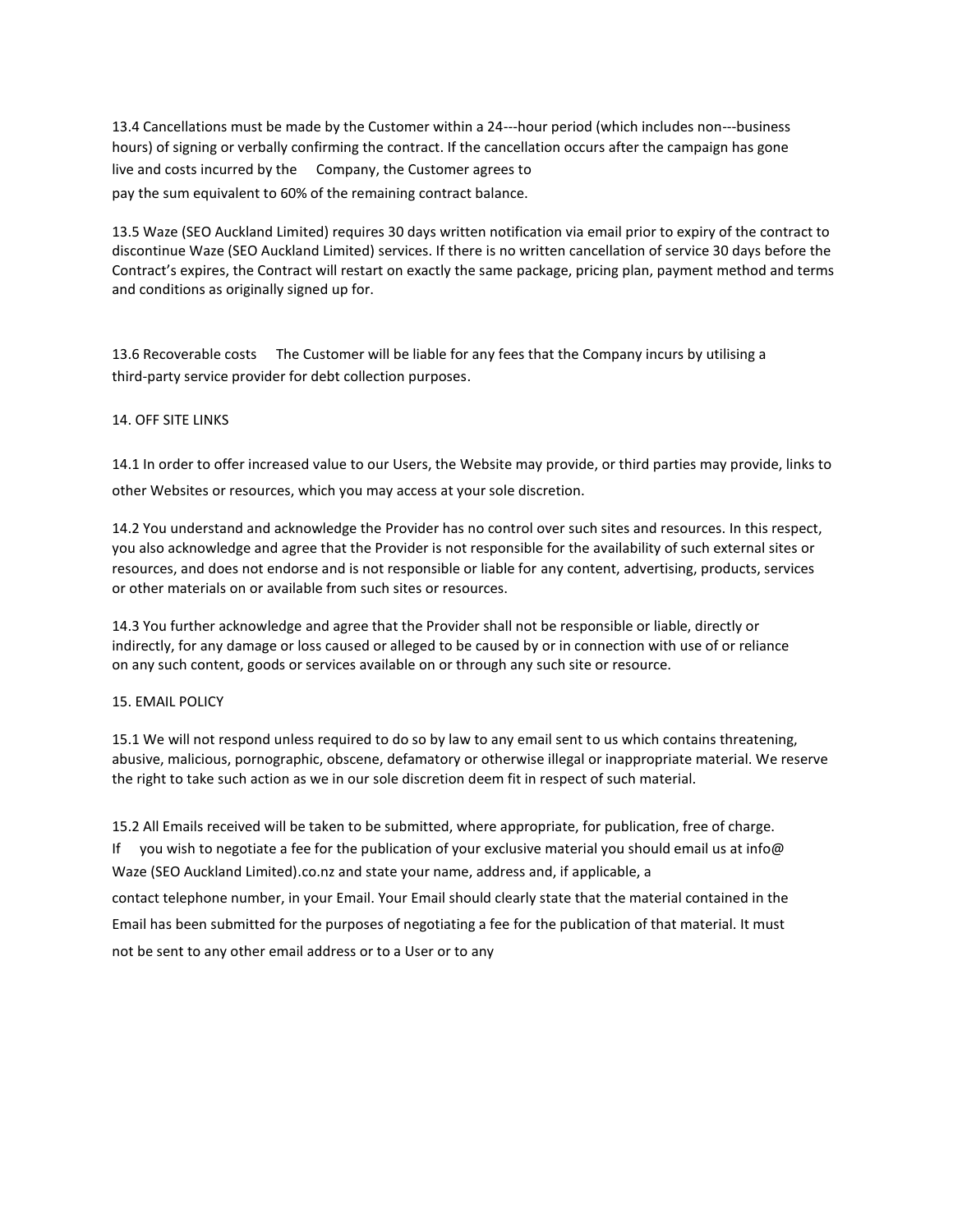13.4 Cancellations must be made by the Customer within a 24---hour period (which includes non---business hours) of signing or verbally confirming the contract. If the cancellation occurs after the campaign has gone live and costs incurred by the Company, the Customer agrees to pay the sum equivalent to 60% of the remaining contract balance.

13.5 Waze (SEO Auckland Limited) requires 30 days written notification via email prior to expiry of the contract to discontinue Waze (SEO Auckland Limited) services. If there is no written cancellation of service 30 days before the Contract's expires, the Contract will restart on exactly the same package, pricing plan, payment method and terms and conditions as originally signed up for.

13.6 Recoverable costs The Customer will be liable for any fees that the Company incurs by utilising a third-party service provider for debt collection purposes.

14. OFF SITE LINKS

14.1 In order to offer increased value to our Users, the Website may provide, or third parties may provide, links to other Websites or resources, which you may access at your sole discretion.

14.2 You understand and acknowledge the Provider has no control over such sites and resources. In this respect, you also acknowledge and agree that the Provider is not responsible for the availability of such external sites or resources, and does not endorse and is not responsible or liable for any content, advertising, products, services or other materials on or available from such sites or resources.

14.3 You further acknowledge and agree that the Provider shall not be responsible or liable, directly or indirectly, for any damage or loss caused or alleged to be caused by or in connection with use of or reliance on any such content, goods or services available on or through any such site or resource.

15. EMAIL POLICY

15.1 We will not respond unless required to do so by law to any email sent to us which contains threatening, abusive, malicious, pornographic, obscene, defamatory or otherwise illegal or inappropriate material. We reserve the right to take such action as we in our sole discretion deem fit in respect of such material.

15.2 All Emails received will be taken to be submitted, where appropriate, for publication, free of charge. If you wish to negotiate a fee for the publication of your exclusive material you should email us at info@ Waze (SEO Auckland Limited).co.nz and state your name, address and, if applicable, a contact telephone number, in your Email. Your Email should clearly state that the material contained in the Email has been submitted for the purposes of negotiating a fee for the publication of that material. It must not be sent to any other email address or to a User or to any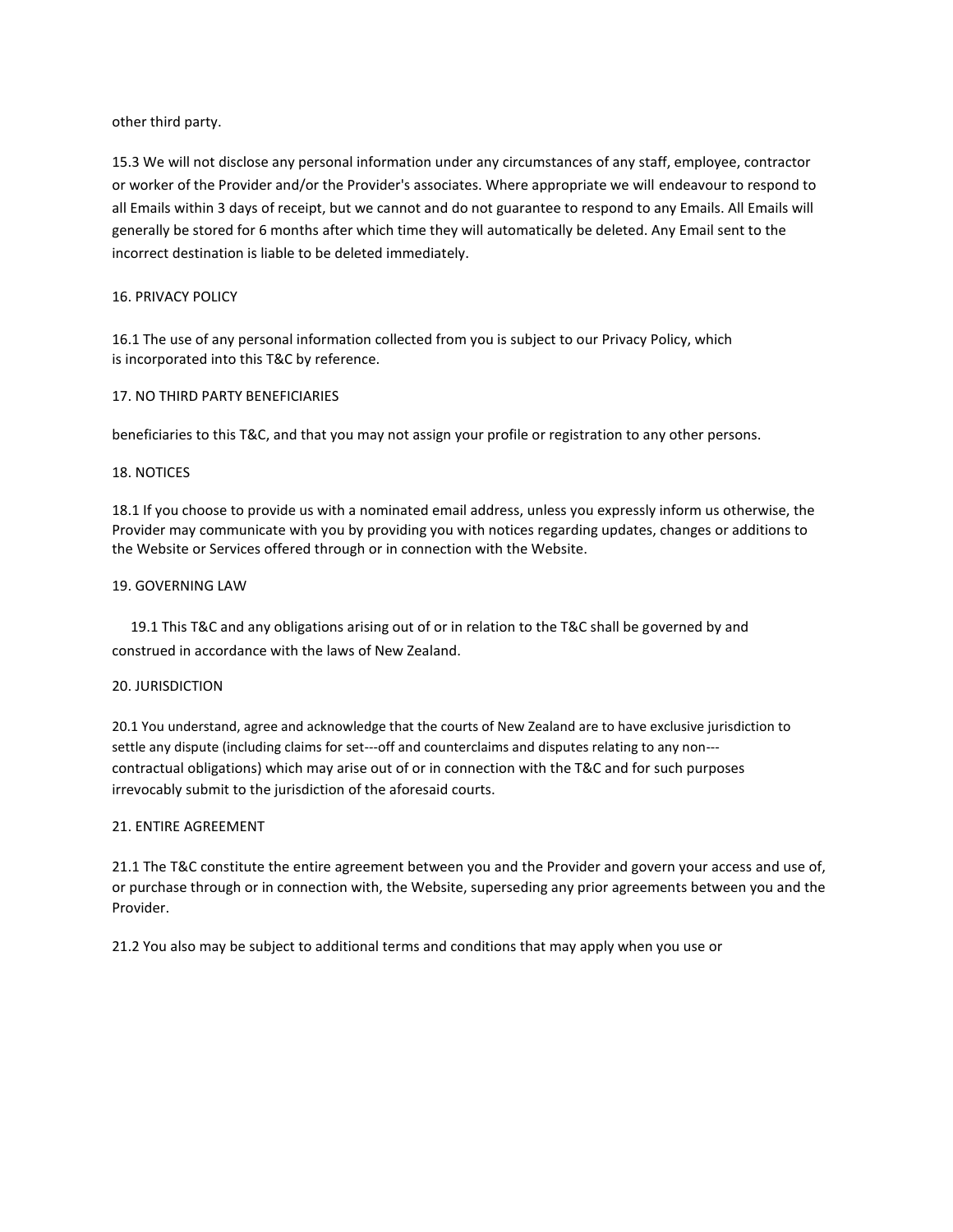other third party.

15.3 We will not disclose any personal information under any circumstances of any staff, employee, contractor or worker of the Provider and/or the Provider's associates. Where appropriate we will endeavour to respond to all Emails within 3 days of receipt, but we cannot and do not guarantee to respond to any Emails. All Emails will generally be stored for 6 months after which time they will automatically be deleted. Any Email sent to the incorrect destination is liable to be deleted immediately.

16. PRIVACY POLICY

16.1 The use of any personal information collected from you is subject to our Privacy Policy, which is incorporated into this T&C by reference.

17. NO THIRD PARTY BENEFICIARIES

beneficiaries to this T&C, and that you may not assign your profile or registration to any other persons.

18. NOTICES

18.1 If you choose to provide us with a nominated email address, unless you expressly inform us otherwise, the Provider may communicate with you by providing you with notices regarding updates, changes or additions to the Website or Services offered through or in connection with the Website.

19. GOVERNING LAW

19.1 This T&C and any obligations arising out of or in relation to the T&C shall be governed by and construed in accordance with the laws of New Zealand.

20. JURISDICTION

20.1 You understand, agree and acknowledge that the courts of New Zealand are to have exclusive jurisdiction to settle any dispute (including claims for set---off and counterclaims and disputes relating to any non---contractual obligations) which may arise out of or in connection with the T&C and for such purposes irrevocably submit to the jurisdiction of the aforesaid courts.

21. ENTIRE AGREEMENT

21.1 The T&C constitute the entire agreement between you and the Provider and govern your access and use of, or purchase through or in connection with, the Website, superseding any prior agreements between you and the Provider.

21.2 You also may be subject to additional terms and conditions that may apply when you use or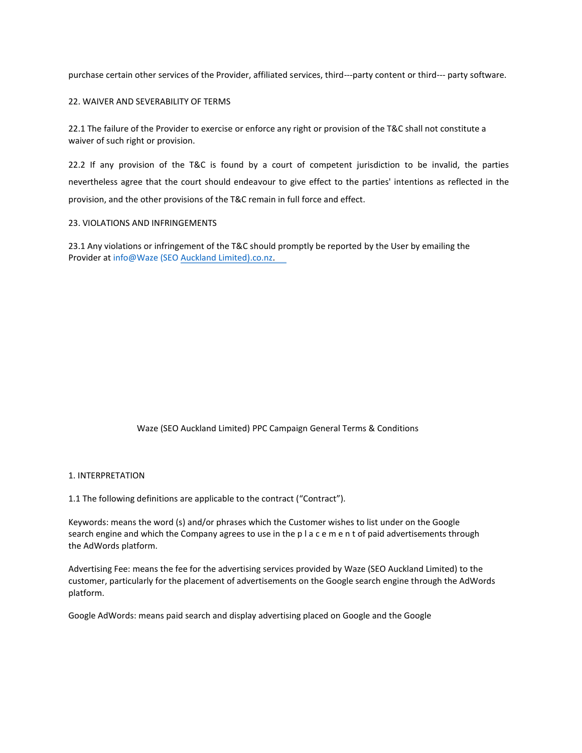purchase certain other services of the Provider, affiliated services, third---party content or third--- party software.

## 22. WAIVER AND SEVERABILITY OF TERMS

22.1 The failure of the Provider to exercise or enforce any right or provision of the T&C shall not constitute a waiver of such right or provision.

22.2 If any provision of the T&C is found by a court of competent jurisdiction to be invalid, the parties nevertheless agree that the court should endeavour to give effect to the parties' intentions as reflected in the provision, and the other provisions of the T&C remain in full force and effect.

## 23. VIOLATIONS AND INFRINGEMENTS

23.1 Any violations or infringement of the T&C should promptly be reported by the User by emailing the Provider at info@Waze (SEO Auckland Limited).co.nz.

# Waze (SEO Auckland Limited) PPC Campaign General Terms & Conditions

## 1. INTERPRETATION

1.1 The following definitions are applicable to the contract ("Contract").

Keywords: means the word (s) and/or phrases which the Customer wishes to list under on the Google search engine and which the Company agrees to use in the p l a c e m e n t of paid advertisements through the AdWords platform.

Advertising Fee: means the fee for the advertising services provided by Waze (SEO Auckland Limited) to the customer, particularly for the placement of advertisements on the Google search engine through the AdWords platform.

Google AdWords: means paid search and display advertising placed on Google and the Google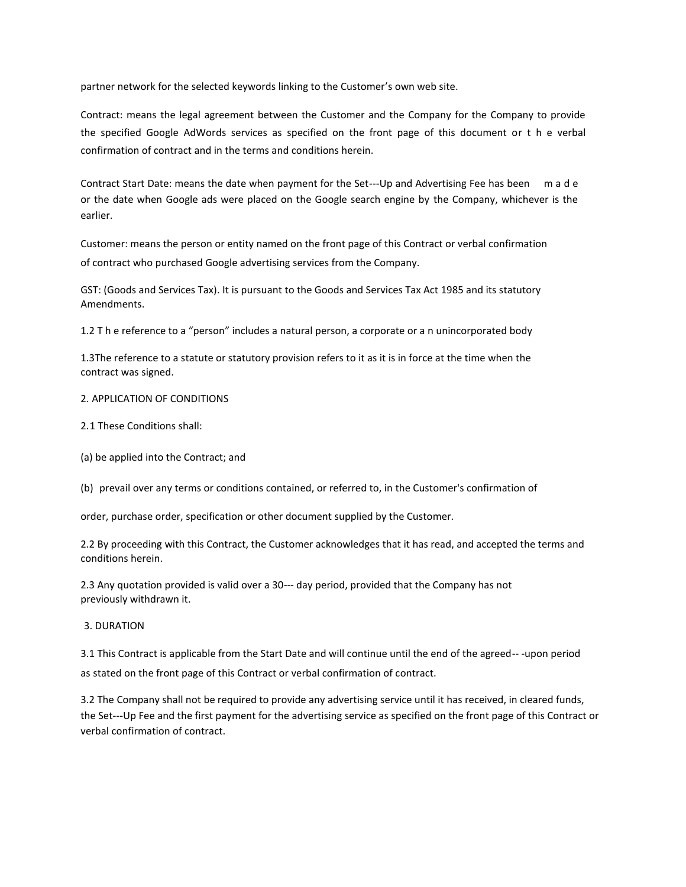partner network for the selected keywords linking to the Customer's own web site.

Contract: means the legal agreement between the Customer and the Company for the Company to provide the specified Google AdWords services as specified on the front page of this document or the verbal confirmation of contract and in the terms and conditions herein.

Contract Start Date: means the date when payment for the Set---Up and Advertising Fee has been made or the date when Google ads were placed on the Google search engine by the Company, whichever is the earlier.

Customer: means the person or entity named on the front page of this Contract or verbal confirmation of contract who purchased Google advertising services from the Company.

GST: (Goods and Services Tax). It is pursuant to the Goods and Services Tax Act 1985 and its statutory Amendments.

1.2 The reference to a "person" includes a natural person, a corporate or an unincorporated body

1.3The reference to a statute or statutory provision refers to it as it is in force at the time when the contract was signed.

2. APPLICATION OF CONDITIONS

2.1 These Conditions shall:

(a) be applied into the Contract; and

(b) prevail over any terms or conditions contained, or referred to, in the Customer's confirmation of order, purchase order, specification or other document supplied by the Customer.

2.2 By proceeding with this Contract, the Customer acknowledges that it has read, and accepted the terms and conditions herein.

2.3 Any quotation provided is valid over a 30--- day period, provided that the Company has not previously withdrawn it.

3. DURATION

3.1 This Contract is applicable from the Start Date and will continue until the end of the agreed-- -upon period as stated on the front page of this Contract or verbal confirmation of contract.

3.2 The Company shall not be required to provide any advertising service until it has received, in cleared funds, the Set---Up Fee and the first payment for the advertising service as specified on the front page of this Contract or verbal confirmation of contract.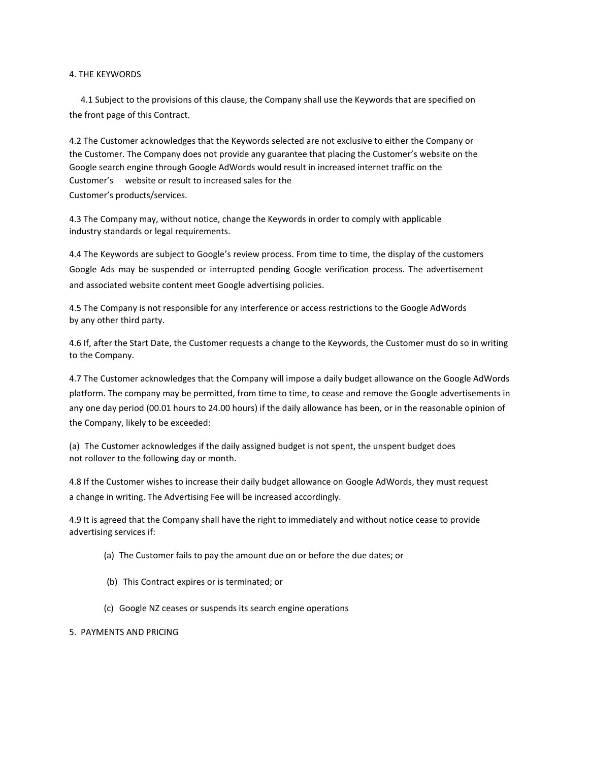## 4. THE KEYWORDS

4.1 Subject to the provisions of this clause, the Company shall use the Keywords that are specified on the front page of this Contract.

4.2 The Customer acknowledges that the Keywords selected are not exclusive to either the Company or the Customer. The Company does not provide any guarantee that placing the Customer's website on the Google search engine through Google AdWords would result in increased internet traffic on the Customer's website or result to increased sales for the Customer's products/services.

4.3 The Company may, without notice, change the Keywords in order to comply with applicable industry standards or legal requirements.

4.4 The Keywords are subject to Google's review process. From time to time, the display of the customers Google Ads may be suspended or interrupted pending Google verification process. The advertisement and associated website content meet Google advertising policies.

4.5 The Company is not responsible for any interference or access restrictions to the Google AdWords by any other third party.

4.6 If, after the Start Date, the Customer requests a change to the Keywords, the Customer must do so in writing to the Company.

4.7 The Customer acknowledges that the Company will impose a daily budget allowance on the Google AdWords platform. The company may be permitted, from time to time, to cease and remove the Google advertisements in any one day period (00.01 hours to 24.00 hours) if the daily allowance has been, or in the reasonable opinion of the Company, likely to be exceeded:

(a) The Customer acknowledges if the daily assigned budget is not spent, the unspent budget does not rollover to the following day or month.

4.8 If the Customer wishes to increase their daily budget allowance on Google AdWords, they must request a change in writing. The Advertising Fee will be increased accordingly.

4.9 It is agreed that the Company shall have the right to immediately and without notice cease to provide advertising services if:

(a) The Customer fails to pay the amount due on or before the due dates; or

(b) This Contract expires or is terminated; or

(c) Google NZ ceases or suspends its search engine operations

## 5. PAYMENTS AND PRICING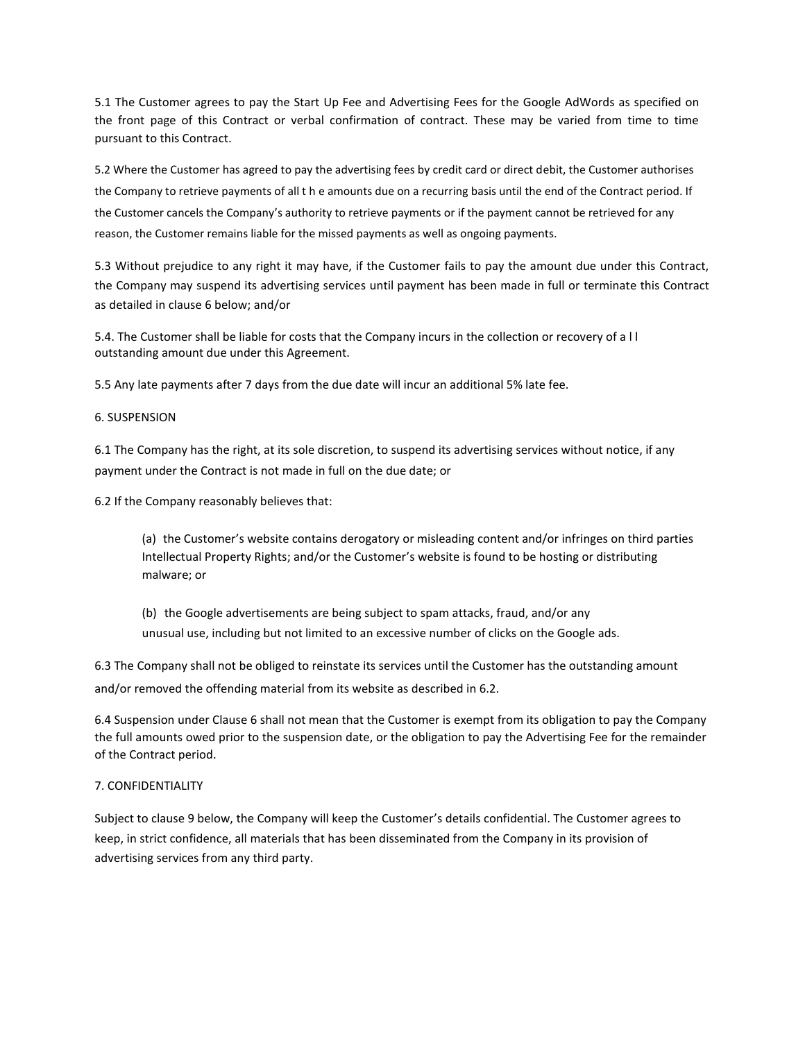5.1 The Customer agrees to pay the Start Up Fee and Advertising Fees for the Google AdWords as specified on the front page of this Contract or verbal confirmation of contract. These may be varied from time to time pursuant to this Contract.

5.2 Where the Customer has agreed to pay the advertising fees by credit card or direct debit, the Customer authorises the Company to retrieve payments of all t h e amounts due on a recurring basis until the end of the Contract period. If the Customer cancels the Company's authority to retrieve payments or if the payment cannot be retrieved for any reason, the Customer remains liable for the missed payments as well as ongoing payments.

5.3 Without prejudice to any right it may have, if the Customer fails to pay the amount due under this Contract, the Company may suspend its advertising services until payment has been made in full or terminate this Contract as detailed in clause 6 below; and/or

5.4. The Customer shall be liable for costs that the Company incurs in the collection or recovery of a l l outstanding amount due under this Agreement.

5.5 Any late payments after 7 days from the due date will incur an additional 5% late fee.

6. SUSPENSION

6.1 The Company has the right, at its sole discretion, to suspend its advertising services without notice, if any payment under the Contract is not made in full on the due date; or

6.2 If the Company reasonably believes that:

(a) the Customer's website contains derogatory or misleading content and/or infringes on third parties Intellectual Property Rights; and/or the Customer's website is found to be hosting or distributing malware; or

(b) the Google advertisements are being subject to spam attacks, fraud, and/or any unusual use, including but not limited to an excessive number of clicks on the Google ads.

6.3 The Company shall not be obliged to reinstate its services until the Customer has the outstanding amount and/or removed the offending material from its website as described in 6.2.

6.4 Suspension under Clause 6 shall not mean that the Customer is exempt from its obligation to pay the Company the full amounts owed prior to the suspension date, or the obligation to pay the Advertising Fee for the remainder of the Contract period.

7. CONFIDENTIALITY

Subject to clause 9 below, the Company will keep the Customer's details confidential. The Customer agrees to keep, in strict confidence, all materials that has been disseminated from the Company in its provision of advertising services from any third party.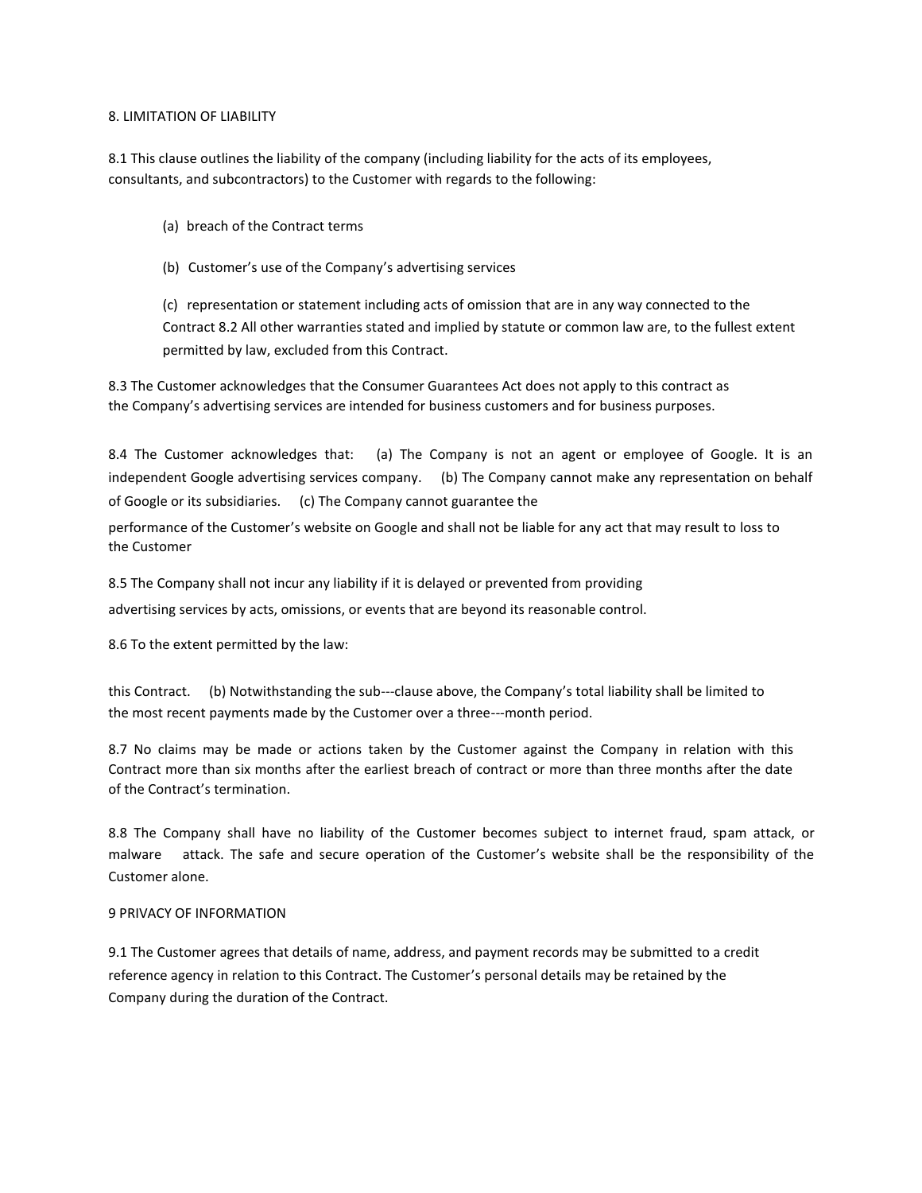8. LIMITATION OF LIABILITY

8.1 This clause outlines the liability of the company (including liability for the acts of its employees, consultants, and subcontractors) to the Customer with regards to the following:

(a) breach of the Contract terms

(b) Customer's use of the Company's advertising services

(c) representation or statement including acts of omission that are in any way connected to the Contract 8.2 All other warranties stated and implied by statute or common law are, to the fullest extent permitted by law, excluded from this Contract.

8.3 The Customer acknowledges that the Consumer Guarantees Act does not apply to this contract as the Company's advertising services are intended for business customers and for business purposes.

8.4 The Customer acknowledges that: (a) The Company is not an agent or employee of Google. It is an independent Google advertising services company. (b) The Company cannot make any representation on behalf of Google or its subsidiaries. (c) The Company cannot guarantee the

performance of the Customer's website on Google and shall not be liable for any act that may result to loss to the Customer

8.5 The Company shall not incur any liability if it is delayed or prevented from providing

advertising services by acts, omissions, or events that are beyond its reasonable control.

8.6 To the extent permitted by the law:

this Contract. (b) Notwithstanding the sub---clause above, the Company's total liability shall be limited to the most recent payments made by the Customer over a three---month period.

8.7 No claims may be made or actions taken by the Customer against the Company in relation with this Contract more than six months after the earliest breach of contract or more than three months after the date of the Contract's termination.

8.8 The Company shall have no liability of the Customer becomes subject to internet fraud, spam attack, or malware attack. The safe and secure operation of the Customer's website shall be the responsibility of the Customer alone.

9 PRIVACY OF INFORMATION

9.1 The Customer agrees that details of name, address, and payment records may be submitted to a credit reference agency in relation to this Contract. The Customer's personal details may be retained by the Company during the duration of the Contract.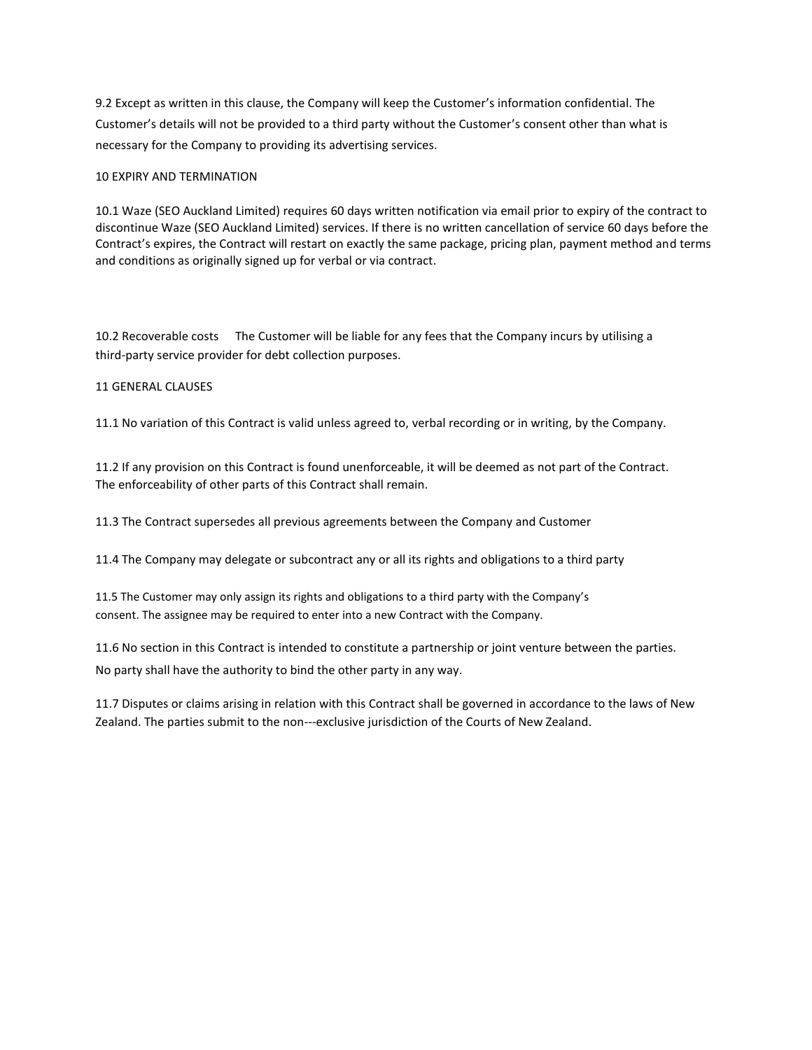9.2 Except as written in this clause, the Company will keep the Customer's information confidential. The Customer's details will not be provided to a third party without the Customer's consent other than what is necessary for the Company to providing its advertising services.

## 10 EXPIRY AND TERMINATION

10.1 Waze (SEO Auckland Limited) requires 60 days written notification via email prior to expiry of the contract to discontinue Waze (SEO Auckland Limited) services. If there is no written cancellation of service 60 days before the Contract's expires, the Contract will restart on exactly the same package, pricing plan, payment method and terms and conditions as originally signed up for verbal or via contract.

10.2 Recoverable costs The Customer will be liable for any fees that the Company incurs by utilising a third-party service provider for debt collection purposes.

## 11 GENERAL CLAUSES

11.1 No variation of this Contract is valid unless agreed to, verbal recording or in writing, by the Company.

11.2 If any provision on this Contract is found unenforceable, it will be deemed as not part of the Contract. The enforceability of other parts of this Contract shall remain.

11.3 The Contract supersedes all previous agreements between the Company and Customer

11.4 The Company may delegate or subcontract any or all its rights and obligations to a third party

11.5 The Customer may only assign its rights and obligations to a third party with the Company's consent. The assignee may be required to enter into a new Contract with the Company.

11.6 No section in this Contract is intended to constitute a partnership or joint venture between the parties. No party shall have the authority to bind the other party in any way.

11.7 Disputes or claims arising in relation with this Contract shall be governed in accordance to the laws of New Zealand. The parties submit to the non---exclusive jurisdiction of the Courts of New Zealand.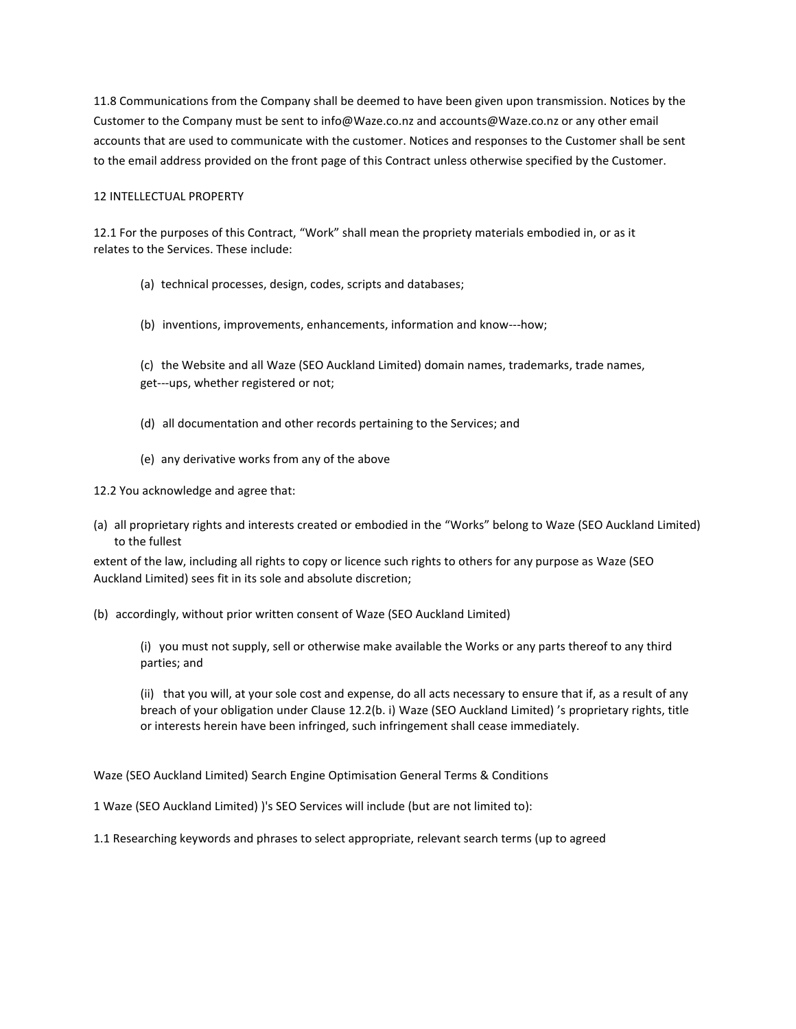11.8 Communications from the Company shall be deemed to have been given upon transmission. Notices by the Customer to the Company must be sent to info@Waze.co.nz and accounts@Waze.co.nz or any other email accounts that are used to communicate with the customer. Notices and responses to the Customer shall be sent to the email address provided on the front page of this Contract unless otherwise specified by the Customer.

12 INTELLECTUAL PROPERTY

12.1 For the purposes of this Contract, "Work" shall mean the propriety materials embodied in, or as it relates to the Services. These include:

(a) technical processes, design, codes, scripts and databases;

(b) inventions, improvements, enhancements, information and know---how;

(c) the Website and all Waze (SEO Auckland Limited) domain names, trademarks, trade names, get---ups, whether registered or not;

(d) all documentation and other records pertaining to the Services; and

(e) any derivative works from any of the above

12.2 You acknowledge and agree that:

(a) all proprietary rights and interests created or embodied in the "Works" belong to Waze (SEO Auckland Limited) to the fullest extent of the law, including all rights to copy or licence such rights to others for any purpose as Waze (SEO Auckland Limited) sees fit in its sole and absolute discretion;

(b) accordingly, without prior written consent of Waze (SEO Auckland Limited)

(i) you must not supply, sell or otherwise make available the Works or any parts thereof to any third parties; and

(ii) that you will, at your sole cost and expense, do all acts necessary to ensure that if, as a result of any breach of your obligation under Clause 12.2(b. i) Waze (SEO Auckland Limited) 's proprietary rights, title or interests herein have been infringed, such infringement shall cease immediately.

Waze (SEO Auckland Limited) Search Engine Optimisation General Terms & Conditions

1 Waze (SEO Auckland Limited) )'s SEO Services will include (but are not limited to):

1.1 Researching keywords and phrases to select appropriate, relevant search terms (up to agreed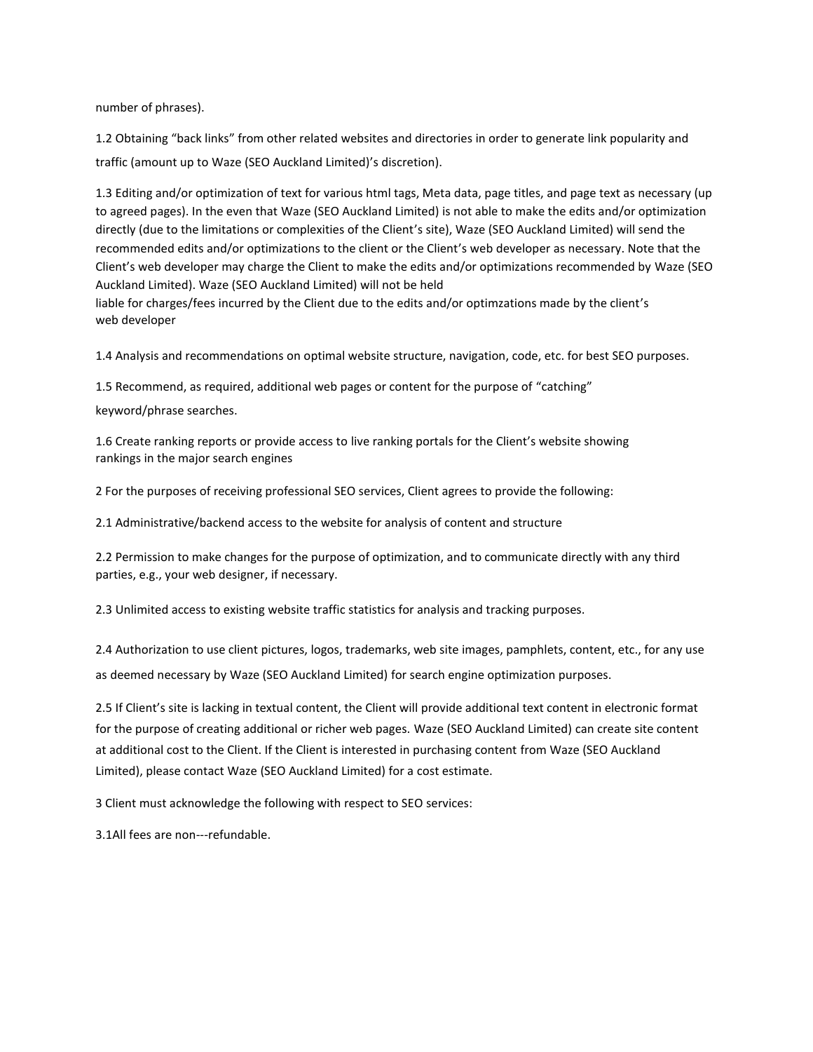number of phrases).

1.2 Obtaining "back links" from other related websites and directories in order to generate link popularity and traffic (amount up to Waze (SEO Auckland Limited)'s discretion).

1.3 Editing and/or optimization of text for various html tags, Meta data, page titles, and page text as necessary (up to agreed pages). In the even that Waze (SEO Auckland Limited) is not able to make the edits and/or optimization directly (due to the limitations or complexities of the Client's site), Waze (SEO Auckland Limited) will send the recommended edits and/or optimizations to the client or the Client's web developer as necessary. Note that the Client's web developer may charge the Client to make the edits and/or optimizations recommended by Waze (SEO Auckland Limited). Waze (SEO Auckland Limited) will not be held liable for charges/fees incurred by the Client due to the edits and/or optimzations made by the client's web developer

1.4 Analysis and recommendations on optimal website structure, navigation, code, etc. for best SEO purposes.

1.5 Recommend, as required, additional web pages or content for the purpose of "catching" keyword/phrase searches.

1.6 Create ranking reports or provide access to live ranking portals for the Client's website showing rankings in the major search engines

2 For the purposes of receiving professional SEO services, Client agrees to provide the following:

2.1 Administrative/backend access to the website for analysis of content and structure

2.2 Permission to make changes for the purpose of optimization, and to communicate directly with any third parties, e.g., your web designer, if necessary.

2.3 Unlimited access to existing website traffic statistics for analysis and tracking purposes.

2.4 Authorization to use client pictures, logos, trademarks, web site images, pamphlets, content, etc., for any use as deemed necessary by Waze (SEO Auckland Limited) for search engine optimization purposes.

2.5 If Client's site is lacking in textual content, the Client will provide additional text content in electronic format for the purpose of creating additional or richer web pages. Waze (SEO Auckland Limited) can create site content at additional cost to the Client. If the Client is interested in purchasing content from Waze (SEO Auckland Limited), please contact Waze (SEO Auckland Limited) for a cost estimate.

3 Client must acknowledge the following with respect to SEO services:

3.1All fees are non---refundable.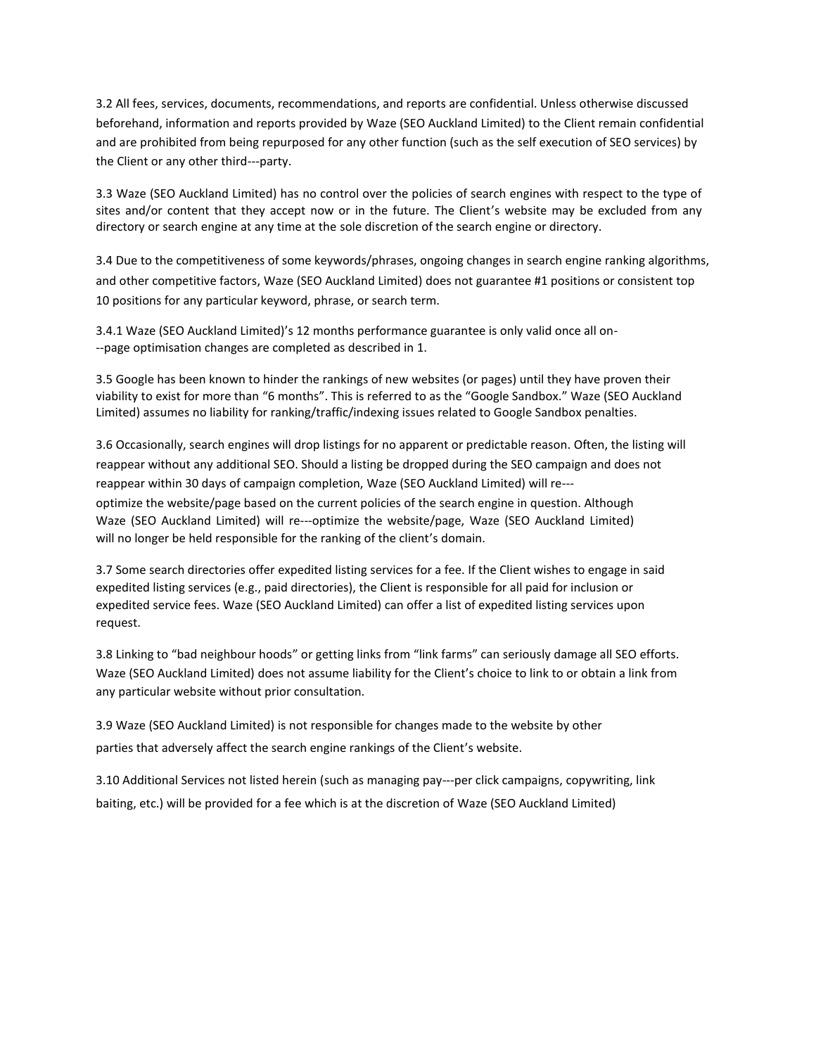3.2 All fees, services, documents, recommendations, and reports are confidential. Unless otherwise discussed beforehand, information and reports provided by Waze (SEO Auckland Limited) to the Client remain confidential and are prohibited from being repurposed for any other function (such as the self execution of SEO services) by the Client or any other third---party.

3.3 Waze (SEO Auckland Limited) has no control over the policies of search engines with respect to the type of sites and/or content that they accept now or in the future. The Client's website may be excluded from any directory or search engine at any time at the sole discretion of the search engine or directory.

3.4 Due to the competitiveness of some keywords/phrases, ongoing changes in search engine ranking algorithms, and other competitive factors, Waze (SEO Auckland Limited) does not guarantee #1 positions or consistent top 10 positions for any particular keyword, phrase, or search term.

3.4.1 Waze (SEO Auckland Limited)'s 12 months performance guarantee is only valid once all on---page optimisation changes are completed as described in 1.

3.5 Google has been known to hinder the rankings of new websites (or pages) until they have proven their viability to exist for more than "6 months". This is referred to as the "Google Sandbox." Waze (SEO Auckland Limited) assumes no liability for ranking/traffic/indexing issues related to Google Sandbox penalties.

3.6 Occasionally, search engines will drop listings for no apparent or predictable reason. Often, the listing will reappear without any additional SEO. Should a listing be dropped during the SEO campaign and does not reappear within 30 days of campaign completion, Waze (SEO Auckland Limited) will re---optimize the website/page based on the current policies of the search engine in question. Although Waze (SEO Auckland Limited) will re---optimize the website/page, Waze (SEO Auckland Limited) will no longer be held responsible for the ranking of the client's domain.

3.7 Some search directories offer expedited listing services for a fee. If the Client wishes to engage in said expedited listing services (e.g., paid directories), the Client is responsible for all paid for inclusion or expedited service fees. Waze (SEO Auckland Limited) can offer a list of expedited listing services upon request.

3.8 Linking to "bad neighbour hoods" or getting links from "link farms" can seriously damage all SEO efforts. Waze (SEO Auckland Limited) does not assume liability for the Client's choice to link to or obtain a link from any particular website without prior consultation.

3.9 Waze (SEO Auckland Limited) is not responsible for changes made to the website by other parties that adversely affect the search engine rankings of the Client's website.

3.10 Additional Services not listed herein (such as managing pay---per click campaigns, copywriting, link baiting, etc.) will be provided for a fee which is at the discretion of Waze (SEO Auckland Limited)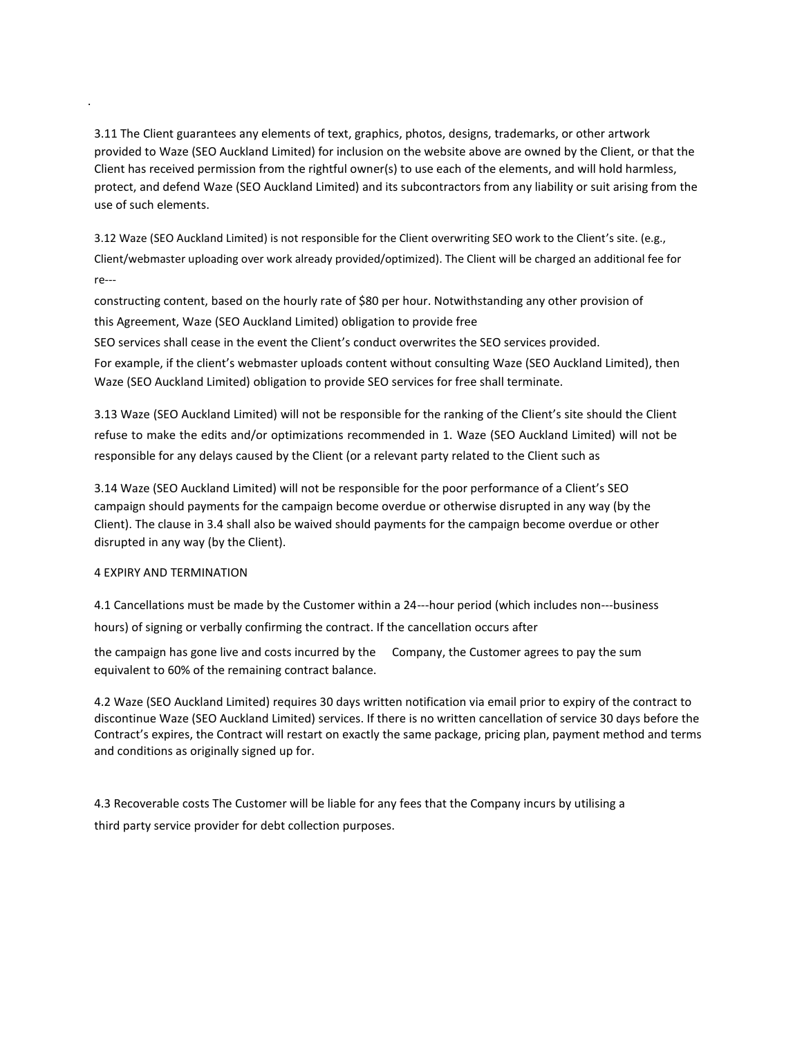.

3.11 The Client guarantees any elements of text, graphics, photos, designs, trademarks, or other artwork provided to Waze (SEO Auckland Limited) for inclusion on the website above are owned by the Client, or that the Client has received permission from the rightful owner(s) to use each of the elements, and will hold harmless, protect, and defend Waze (SEO Auckland Limited) and its subcontractors from any liability or suit arising from the use of such elements.

3.12 Waze (SEO Auckland Limited) is not responsible for the Client overwriting SEO work to the Client's site. (e.g., Client/webmaster uploading over work already provided/optimized). The Client will be charged an additional fee for re---
constructing content, based on the hourly rate of $80 per hour. Notwithstanding any other provision of this Agreement, Waze (SEO Auckland Limited) obligation to provide free
SEO services shall cease in the event the Client's conduct overwrites the SEO services provided.
For example, if the client's webmaster uploads content without consulting Waze (SEO Auckland Limited), then Waze (SEO Auckland Limited) obligation to provide SEO services for free shall terminate.

3.13 Waze (SEO Auckland Limited) will not be responsible for the ranking of the Client's site should the Client refuse to make the edits and/or optimizations recommended in 1. Waze (SEO Auckland Limited) will not be responsible for any delays caused by the Client (or a relevant party related to the Client such as

3.14 Waze (SEO Auckland Limited) will not be responsible for the poor performance of a Client's SEO campaign should payments for the campaign become overdue or otherwise disrupted in any way (by the Client). The clause in 3.4 shall also be waived should payments for the campaign become overdue or other disrupted in any way (by the Client).

4 EXPIRY AND TERMINATION

4.1 Cancellations must be made by the Customer within a 24---hour period (which includes non---business hours) of signing or verbally confirming the contract. If the cancellation occurs after
the campaign has gone live and costs incurred by the Company, the Customer agrees to pay the sum equivalent to 60% of the remaining contract balance.

4.2 Waze (SEO Auckland Limited) requires 30 days written notification via email prior to expiry of the contract to discontinue Waze (SEO Auckland Limited) services. If there is no written cancellation of service 30 days before the Contract's expires, the Contract will restart on exactly the same package, pricing plan, payment method and terms and conditions as originally signed up for.

4.3 Recoverable costs The Customer will be liable for any fees that the Company incurs by utilising a third party service provider for debt collection purposes.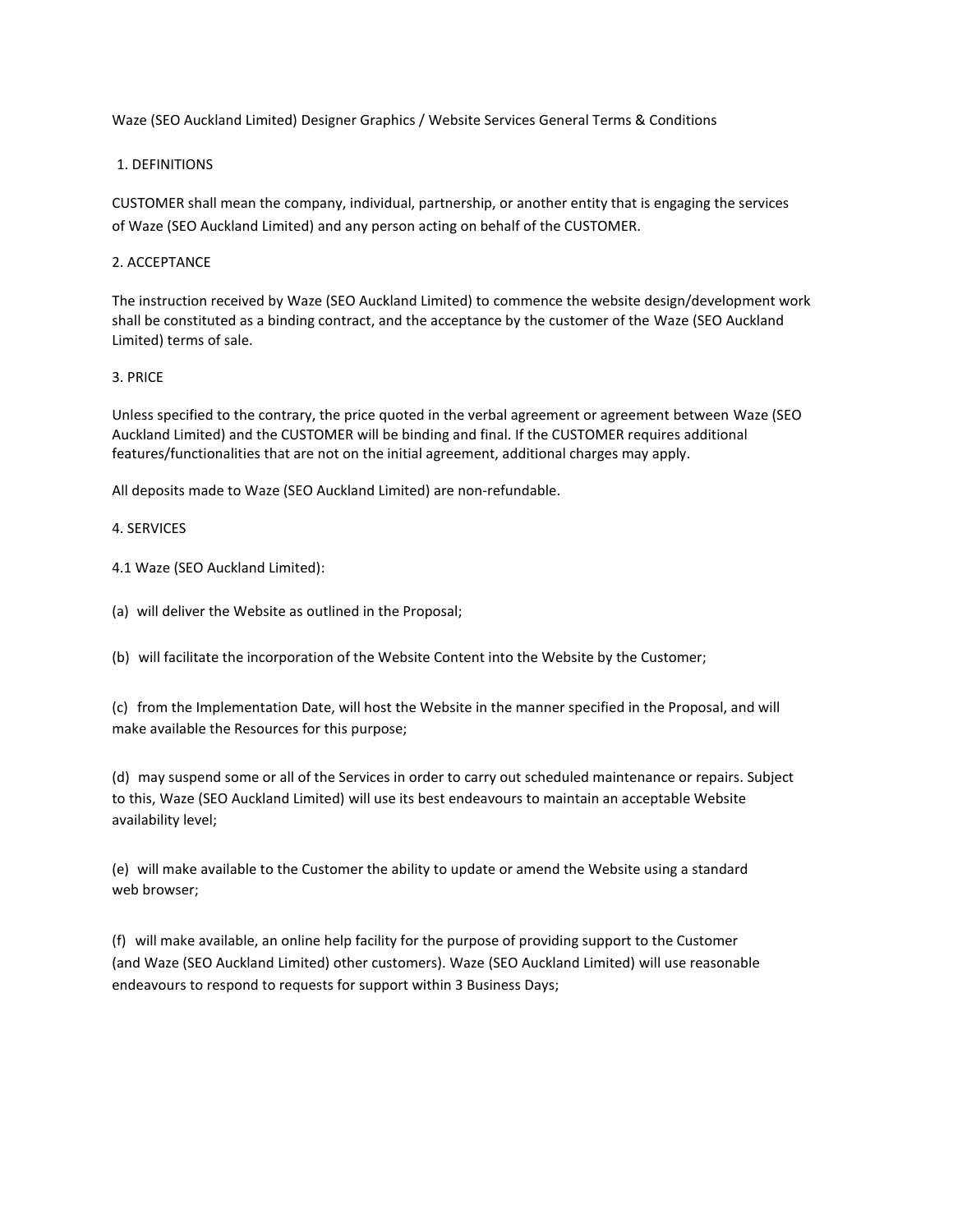Waze (SEO Auckland Limited) Designer Graphics / Website Services General Terms & Conditions

## 1. DEFINITIONS

CUSTOMER shall mean the company, individual, partnership, or another entity that is engaging the services of Waze (SEO Auckland Limited) and any person acting on behalf of the CUSTOMER.

## 2. ACCEPTANCE

The instruction received by Waze (SEO Auckland Limited) to commence the website design/development work shall be constituted as a binding contract, and the acceptance by the customer of the Waze (SEO Auckland Limited) terms of sale.

## 3. PRICE

Unless specified to the contrary, the price quoted in the verbal agreement or agreement between Waze (SEO Auckland Limited) and the CUSTOMER will be binding and final. If the CUSTOMER requires additional features/functionalities that are not on the initial agreement, additional charges may apply.

All deposits made to Waze (SEO Auckland Limited) are non-refundable.

## 4. SERVICES

4.1 Waze (SEO Auckland Limited):

(a) will deliver the Website as outlined in the Proposal;

(b) will facilitate the incorporation of the Website Content into the Website by the Customer;

(c) from the Implementation Date, will host the Website in the manner specified in the Proposal, and will make available the Resources for this purpose;

(d) may suspend some or all of the Services in order to carry out scheduled maintenance or repairs. Subject to this, Waze (SEO Auckland Limited) will use its best endeavours to maintain an acceptable Website availability level;

(e) will make available to the Customer the ability to update or amend the Website using a standard web browser;

(f) will make available, an online help facility for the purpose of providing support to the Customer (and Waze (SEO Auckland Limited) other customers). Waze (SEO Auckland Limited) will use reasonable endeavours to respond to requests for support within 3 Business Days;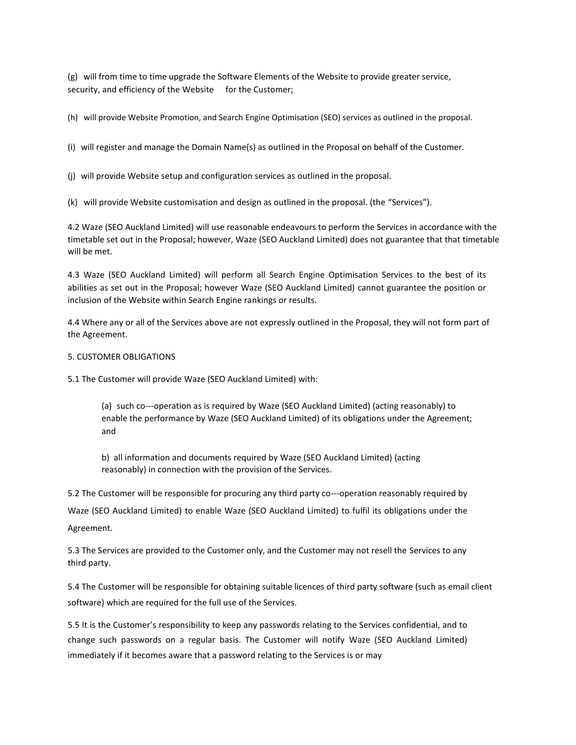(g) will from time to time upgrade the Software Elements of the Website to provide greater service, security, and efficiency of the Website for the Customer;

(h) will provide Website Promotion, and Search Engine Optimisation (SEO) services as outlined in the proposal.

(i) will register and manage the Domain Name(s) as outlined in the Proposal on behalf of the Customer.

(j) will provide Website setup and configuration services as outlined in the proposal.

(k) will provide Website customisation and design as outlined in the proposal. (the “Services”).

4.2 Waze (SEO Auckland Limited) will use reasonable endeavours to perform the Services in accordance with the timetable set out in the Proposal; however, Waze (SEO Auckland Limited) does not guarantee that that timetable will be met.

4.3 Waze (SEO Auckland Limited) will perform all Search Engine Optimisation Services to the best of its abilities as set out in the Proposal; however Waze (SEO Auckland Limited) cannot guarantee the position or inclusion of the Website within Search Engine rankings or results.

4.4 Where any or all of the Services above are not expressly outlined in the Proposal, they will not form part of the Agreement.

5. CUSTOMER OBLIGATIONS

5.1 The Customer will provide Waze (SEO Auckland Limited) with:

> (a) such co---operation as is required by Waze (SEO Auckland Limited) (acting reasonably) to enable the performance by Waze (SEO Auckland Limited) of its obligations under the Agreement; and
>
> b) all information and documents required by Waze (SEO Auckland Limited) (acting reasonably) in connection with the provision of the Services.

5.2 The Customer will be responsible for procuring any third party co---operation reasonably required by Waze (SEO Auckland Limited) to enable Waze (SEO Auckland Limited) to fulfil its obligations under the Agreement.

5.3 The Services are provided to the Customer only, and the Customer may not resell the Services to any third party.

5.4 The Customer will be responsible for obtaining suitable licences of third party software (such as email client software) which are required for the full use of the Services.

5.5 It is the Customer’s responsibility to keep any passwords relating to the Services confidential, and to change such passwords on a regular basis. The Customer will notify Waze (SEO Auckland Limited) immediately if it becomes aware that a password relating to the Services is or may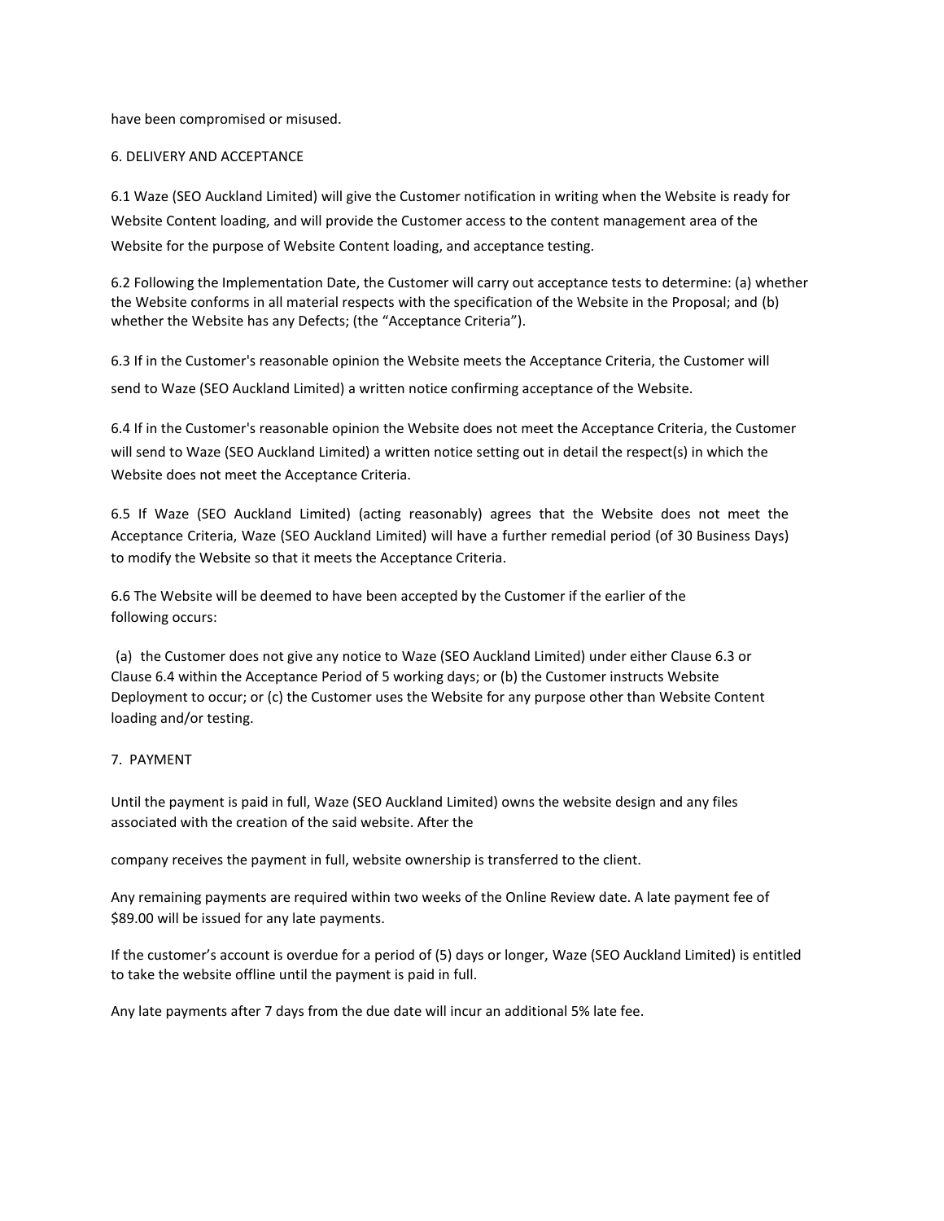have been compromised or misused.

## 6. DELIVERY AND ACCEPTANCE

6.1 Waze (SEO Auckland Limited) will give the Customer notification in writing when the Website is ready for Website Content loading, and will provide the Customer access to the content management area of the Website for the purpose of Website Content loading, and acceptance testing.

6.2 Following the Implementation Date, the Customer will carry out acceptance tests to determine: (a) whether the Website conforms in all material respects with the specification of the Website in the Proposal; and (b) whether the Website has any Defects; (the "Acceptance Criteria").

6.3 If in the Customer's reasonable opinion the Website meets the Acceptance Criteria, the Customer will send to Waze (SEO Auckland Limited) a written notice confirming acceptance of the Website.

6.4 If in the Customer's reasonable opinion the Website does not meet the Acceptance Criteria, the Customer will send to Waze (SEO Auckland Limited) a written notice setting out in detail the respect(s) in which the Website does not meet the Acceptance Criteria.

6.5 If Waze (SEO Auckland Limited) (acting reasonably) agrees that the Website does not meet the Acceptance Criteria, Waze (SEO Auckland Limited) will have a further remedial period (of 30 Business Days) to modify the Website so that it meets the Acceptance Criteria.

6.6 The Website will be deemed to have been accepted by the Customer if the earlier of the following occurs:

(a) the Customer does not give any notice to Waze (SEO Auckland Limited) under either Clause 6.3 or Clause 6.4 within the Acceptance Period of 5 working days; or (b) the Customer instructs Website Deployment to occur; or (c) the Customer uses the Website for any purpose other than Website Content loading and/or testing.

## 7. PAYMENT

Until the payment is paid in full, Waze (SEO Auckland Limited) owns the website design and any files associated with the creation of the said website. After the

company receives the payment in full, website ownership is transferred to the client.

Any remaining payments are required within two weeks of the Online Review date. A late payment fee of $89.00 will be issued for any late payments.

If the customer's account is overdue for a period of (5) days or longer, Waze (SEO Auckland Limited) is entitled to take the website offline until the payment is paid in full.

Any late payments after 7 days from the due date will incur an additional 5% late fee.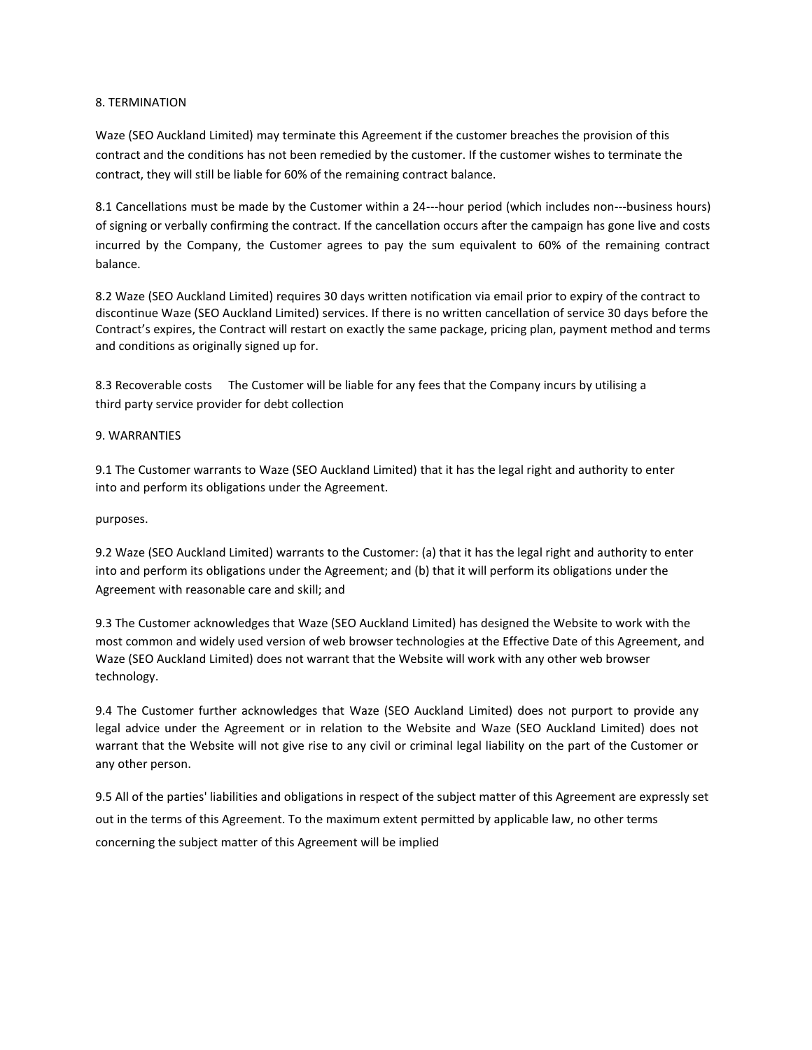8. TERMINATION

Waze (SEO Auckland Limited) may terminate this Agreement if the customer breaches the provision of this contract and the conditions has not been remedied by the customer. If the customer wishes to terminate the contract, they will still be liable for 60% of the remaining contract balance.

8.1 Cancellations must be made by the Customer within a 24---hour period (which includes non---business hours) of signing or verbally confirming the contract. If the cancellation occurs after the campaign has gone live and costs incurred by the Company, the Customer agrees to pay the sum equivalent to 60% of the remaining contract balance.

8.2 Waze (SEO Auckland Limited) requires 30 days written notification via email prior to expiry of the contract to discontinue Waze (SEO Auckland Limited) services. If there is no written cancellation of service 30 days before the Contract's expires, the Contract will restart on exactly the same package, pricing plan, payment method and terms and conditions as originally signed up for.

8.3 Recoverable costs The Customer will be liable for any fees that the Company incurs by utilising a third party service provider for debt collection

9. WARRANTIES

9.1 The Customer warrants to Waze (SEO Auckland Limited) that it has the legal right and authority to enter into and perform its obligations under the Agreement.

purposes.

9.2 Waze (SEO Auckland Limited) warrants to the Customer: (a) that it has the legal right and authority to enter into and perform its obligations under the Agreement; and (b) that it will perform its obligations under the Agreement with reasonable care and skill; and

9.3 The Customer acknowledges that Waze (SEO Auckland Limited) has designed the Website to work with the most common and widely used version of web browser technologies at the Effective Date of this Agreement, and Waze (SEO Auckland Limited) does not warrant that the Website will work with any other web browser technology.

9.4 The Customer further acknowledges that Waze (SEO Auckland Limited) does not purport to provide any legal advice under the Agreement or in relation to the Website and Waze (SEO Auckland Limited) does not warrant that the Website will not give rise to any civil or criminal legal liability on the part of the Customer or any other person.

9.5 All of the parties' liabilities and obligations in respect of the subject matter of this Agreement are expressly set out in the terms of this Agreement. To the maximum extent permitted by applicable law, no other terms concerning the subject matter of this Agreement will be implied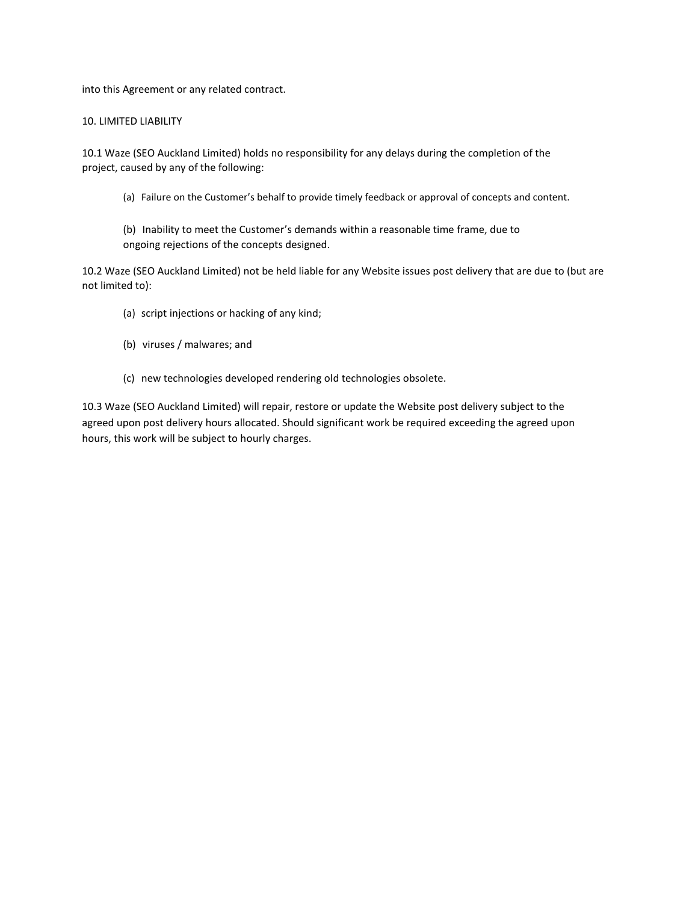into this Agreement or any related contract.

10. LIMITED LIABILITY

10.1 Waze (SEO Auckland Limited) holds no responsibility for any delays during the completion of the project, caused by any of the following:

(a) Failure on the Customer's behalf to provide timely feedback or approval of concepts and content.

(b) Inability to meet the Customer's demands within a reasonable time frame, due to ongoing rejections of the concepts designed.

10.2 Waze (SEO Auckland Limited) not be held liable for any Website issues post delivery that are due to (but are not limited to):

(a) script injections or hacking of any kind;

(b) viruses / malwares; and

(c) new technologies developed rendering old technologies obsolete.

10.3 Waze (SEO Auckland Limited) will repair, restore or update the Website post delivery subject to the agreed upon post delivery hours allocated. Should significant work be required exceeding the agreed upon hours, this work will be subject to hourly charges.